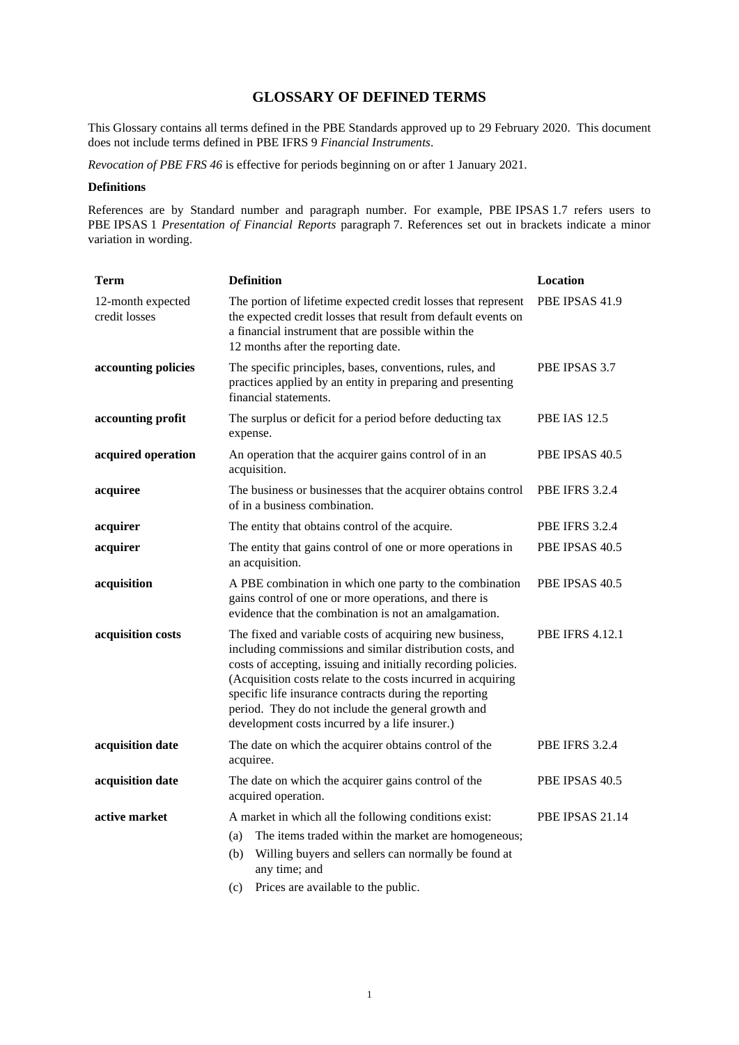# GLOSSARY OF DEFINED TERMS

This Glossary contains all terms defined in the PBE Standards approved up to 29 February 2020. This document does not include terms defined in PBE IFRS 9 *Financial Instruments*.

*Revocation of PBE FRS 46* is effective for periods beginning on or after 1 January 2021.

**Definitions**

References are by Standard number and paragraph number. For example, PBE IPSAS 1.7 refers users to PBE IPSAS 1 *Presentation of Financial Reports* paragraph 7. References set out in brackets indicate a minor variation in wording.

| Term | Definition | Location |
|---|---|---|
| 12-month expected credit losses | The portion of lifetime expected credit losses that represent the expected credit losses that result from default events on a financial instrument that are possible within the 12 months after the reporting date. | PBE IPSAS 41.9 |
| **accounting policies** | The specific principles, bases, conventions, rules, and practices applied by an entity in preparing and presenting financial statements. | PBE IPSAS 3.7 |
| **accounting profit** | The surplus or deficit for a period before deducting tax expense. | PBE IAS 12.5 |
| **acquired operation** | An operation that the acquirer gains control of in an acquisition. | PBE IPSAS 40.5 |
| **acquiree** | The business or businesses that the acquirer obtains control of in a business combination. | PBE IFRS 3.2.4 |
| **acquirer** | The entity that obtains control of the acquire. | PBE IFRS 3.2.4 |
| **acquirer** | The entity that gains control of one or more operations in an acquisition. | PBE IPSAS 40.5 |
| **acquisition** | A PBE combination in which one party to the combination gains control of one or more operations, and there is evidence that the combination is not an amalgamation. | PBE IPSAS 40.5 |
| **acquisition costs** | The fixed and variable costs of acquiring new business, including commissions and similar distribution costs, and costs of accepting, issuing and initially recording policies. (Acquisition costs relate to the costs incurred in acquiring specific life insurance contracts during the reporting period. They do not include the general growth and development costs incurred by a life insurer.) | PBE IFRS 4.12.1 |
| **acquisition date** | The date on which the acquirer obtains control of the acquiree. | PBE IFRS 3.2.4 |
| **acquisition date** | The date on which the acquirer gains control of the acquired operation. | PBE IPSAS 40.5 |
| **active market** | A market in which all the following conditions exist:<br>(a) The items traded within the market are homogeneous;<br>(b) Willing buyers and sellers can normally be found at any time; and<br>(c) Prices are available to the public. | PBE IPSAS 21.14 |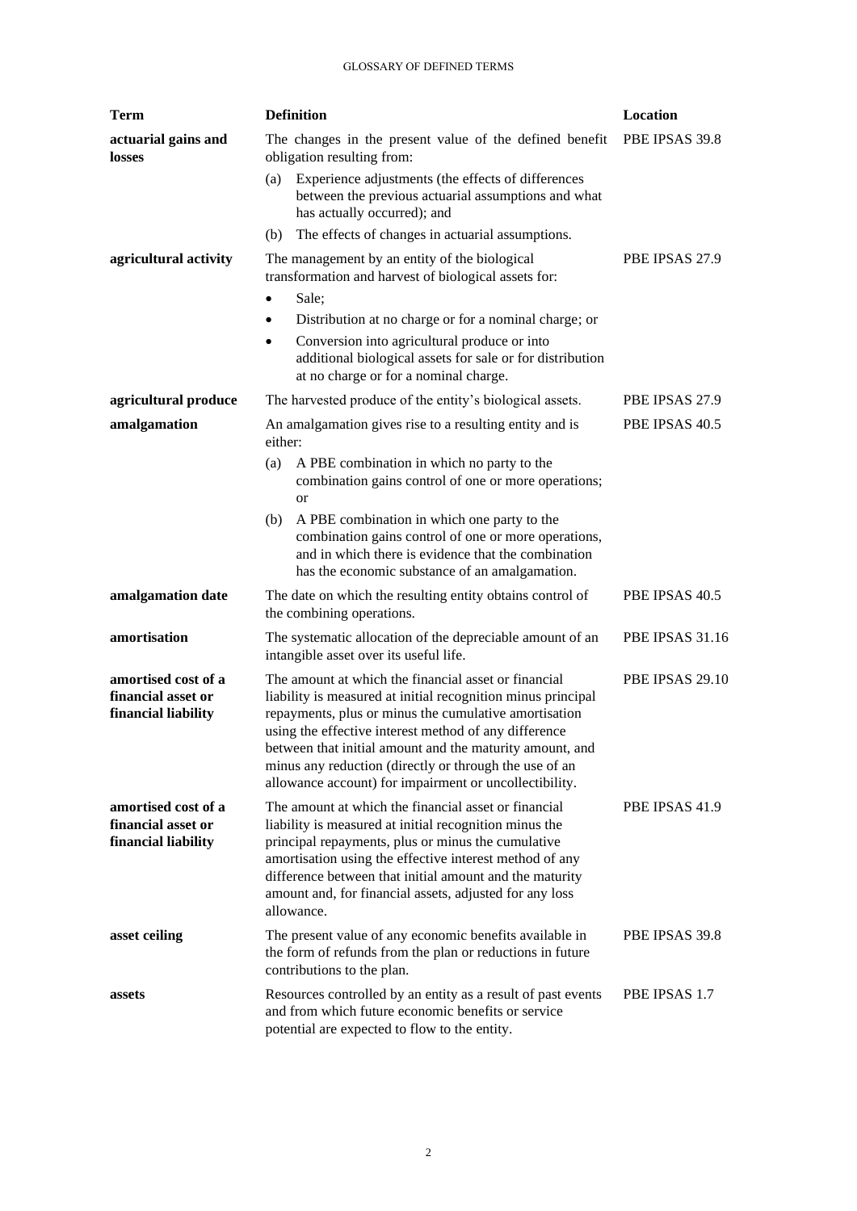| Term | Definition | Location |
|---|---|---|
| **actuarial gains and losses** | The changes in the present value of the defined benefit obligation resulting from:<br>(a) Experience adjustments (the effects of differences between the previous actuarial assumptions and what has actually occurred); and<br>(b) The effects of changes in actuarial assumptions. | PBE IPSAS 39.8 |
| **agricultural activity** | The management by an entity of the biological transformation and harvest of biological assets for:<br>• Sale;<br>• Distribution at no charge or for a nominal charge; or<br>• Conversion into agricultural produce or into additional biological assets for sale or for distribution at no charge or for a nominal charge. | PBE IPSAS 27.9 |
| **agricultural produce** | The harvested produce of the entity's biological assets. | PBE IPSAS 27.9 |
| **amalgamation** | An amalgamation gives rise to a resulting entity and is either:<br>(a) A PBE combination in which no party to the combination gains control of one or more operations; or<br>(b) A PBE combination in which one party to the combination gains control of one or more operations, and in which there is evidence that the combination has the economic substance of an amalgamation. | PBE IPSAS 40.5 |
| **amalgamation date** | The date on which the resulting entity obtains control of the combining operations. | PBE IPSAS 40.5 |
| **amortisation** | The systematic allocation of the depreciable amount of an intangible asset over its useful life. | PBE IPSAS 31.16 |
| **amortised cost of a financial asset or financial liability** | The amount at which the financial asset or financial liability is measured at initial recognition minus principal repayments, plus or minus the cumulative amortisation using the effective interest method of any difference between that initial amount and the maturity amount, and minus any reduction (directly or through the use of an allowance account) for impairment or uncollectibility. | PBE IPSAS 29.10 |
| **amortised cost of a financial asset or financial liability** | The amount at which the financial asset or financial liability is measured at initial recognition minus the principal repayments, plus or minus the cumulative amortisation using the effective interest method of any difference between that initial amount and the maturity amount and, for financial assets, adjusted for any loss allowance. | PBE IPSAS 41.9 |
| **asset ceiling** | The present value of any economic benefits available in the form of refunds from the plan or reductions in future contributions to the plan. | PBE IPSAS 39.8 |
| **assets** | Resources controlled by an entity as a result of past events and from which future economic benefits or service potential are expected to flow to the entity. | PBE IPSAS 1.7 |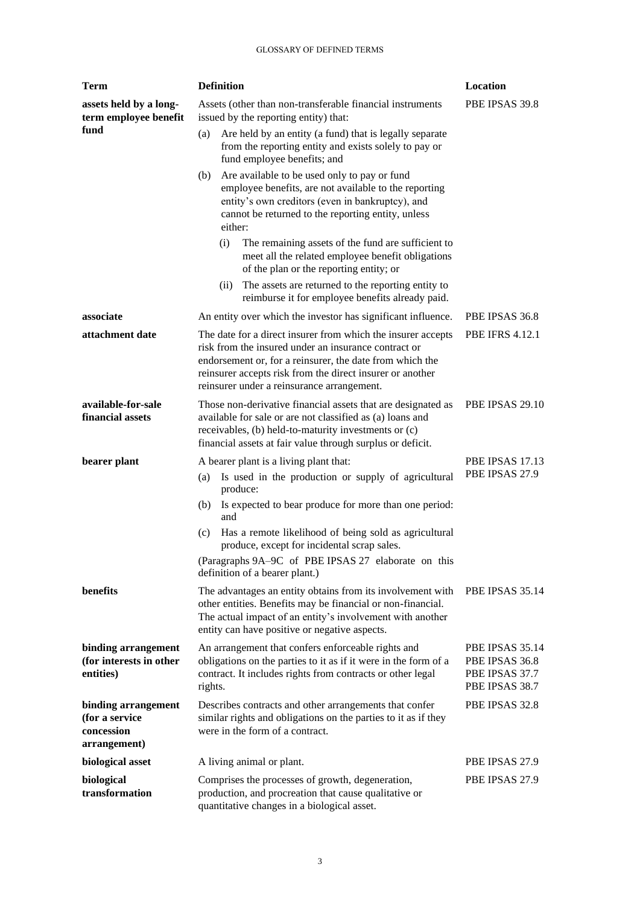| Term | Definition | Location |
|---|---|---|
| **assets held by a long-term employee benefit fund** | Assets (other than non-transferable financial instruments issued by the reporting entity) that:<br>(a) Are held by an entity (a fund) that is legally separate from the reporting entity and exists solely to pay or fund employee benefits; and<br>(b) Are available to be used only to pay or fund employee benefits, are not available to the reporting entity's own creditors (even in bankruptcy), and cannot be returned to the reporting entity, unless either:<br>(i) The remaining assets of the fund are sufficient to meet all the related employee benefit obligations of the plan or the reporting entity; or<br>(ii) The assets are returned to the reporting entity to reimburse it for employee benefits already paid. | PBE IPSAS 39.8 |
| **associate** | An entity over which the investor has significant influence. | PBE IPSAS 36.8 |
| **attachment date** | The date for a direct insurer from which the insurer accepts risk from the insured under an insurance contract or endorsement or, for a reinsurer, the date from which the reinsurer accepts risk from the direct insurer or another reinsurer under a reinsurance arrangement. | PBE IFRS 4.12.1 |
| **available-for-sale financial assets** | Those non-derivative financial assets that are designated as available for sale or are not classified as (a) loans and receivables, (b) held-to-maturity investments or (c) financial assets at fair value through surplus or deficit. | PBE IPSAS 29.10 |
| **bearer plant** | A bearer plant is a living plant that:<br>(a) Is used in the production or supply of agricultural produce:<br>(b) Is expected to bear produce for more than one period: and<br>(c) Has a remote likelihood of being sold as agricultural produce, except for incidental scrap sales.<br>(Paragraphs 9A–9C of PBE IPSAS 27 elaborate on this definition of a bearer plant.) | PBE IPSAS 17.13<br>PBE IPSAS 27.9 |
| **benefits** | The advantages an entity obtains from its involvement with other entities. Benefits may be financial or non-financial. The actual impact of an entity's involvement with another entity can have positive or negative aspects. | PBE IPSAS 35.14 |
| **binding arrangement (for interests in other entities)** | An arrangement that confers enforceable rights and obligations on the parties to it as if it were in the form of a contract. It includes rights from contracts or other legal rights. | PBE IPSAS 35.14<br>PBE IPSAS 36.8<br>PBE IPSAS 37.7<br>PBE IPSAS 38.7 |
| **binding arrangement (for a service concession arrangement)** | Describes contracts and other arrangements that confer similar rights and obligations on the parties to it as if they were in the form of a contract. | PBE IPSAS 32.8 |
| **biological asset** | A living animal or plant. | PBE IPSAS 27.9 |
| **biological transformation** | Comprises the processes of growth, degeneration, production, and procreation that cause qualitative or quantitative changes in a biological asset. | PBE IPSAS 27.9 |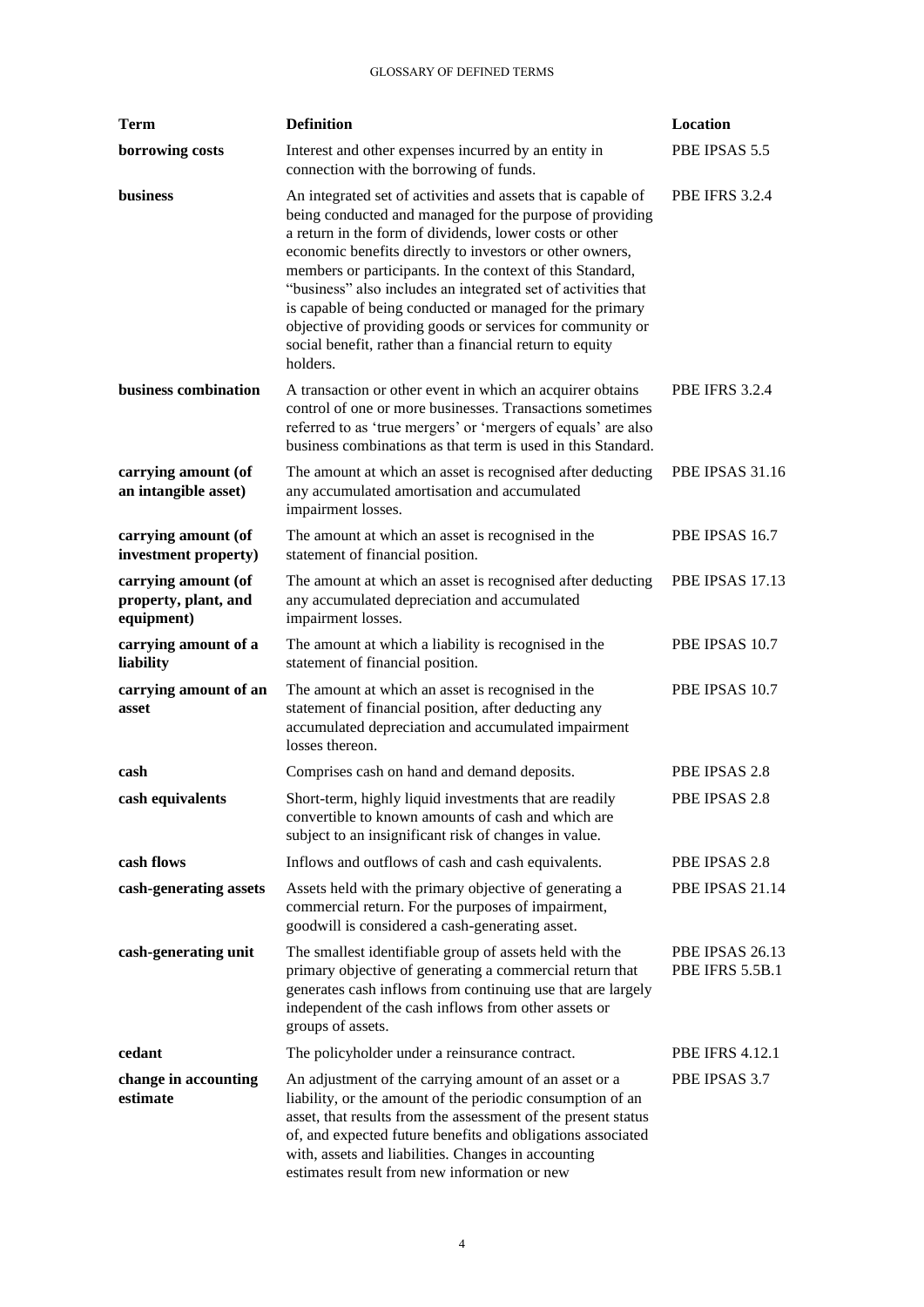| Term | Definition | Location |
| --- | --- | --- |
| **borrowing costs** | Interest and other expenses incurred by an entity in connection with the borrowing of funds. | PBE IPSAS 5.5 |
| **business** | An integrated set of activities and assets that is capable of being conducted and managed for the purpose of providing a return in the form of dividends, lower costs or other economic benefits directly to investors or other owners, members or participants. In the context of this Standard, "business" also includes an integrated set of activities that is capable of being conducted or managed for the primary objective of providing goods or services for community or social benefit, rather than a financial return to equity holders. | PBE IFRS 3.2.4 |
| **business combination** | A transaction or other event in which an acquirer obtains control of one or more businesses. Transactions sometimes referred to as 'true mergers' or 'mergers of equals' are also business combinations as that term is used in this Standard. | PBE IFRS 3.2.4 |
| **carrying amount (of an intangible asset)** | The amount at which an asset is recognised after deducting any accumulated amortisation and accumulated impairment losses. | PBE IPSAS 31.16 |
| **carrying amount (of investment property)** | The amount at which an asset is recognised in the statement of financial position. | PBE IPSAS 16.7 |
| **carrying amount (of property, plant, and equipment)** | The amount at which an asset is recognised after deducting any accumulated depreciation and accumulated impairment losses. | PBE IPSAS 17.13 |
| **carrying amount of a liability** | The amount at which a liability is recognised in the statement of financial position. | PBE IPSAS 10.7 |
| **carrying amount of an asset** | The amount at which an asset is recognised in the statement of financial position, after deducting any accumulated depreciation and accumulated impairment losses thereon. | PBE IPSAS 10.7 |
| **cash** | Comprises cash on hand and demand deposits. | PBE IPSAS 2.8 |
| **cash equivalents** | Short-term, highly liquid investments that are readily convertible to known amounts of cash and which are subject to an insignificant risk of changes in value. | PBE IPSAS 2.8 |
| **cash flows** | Inflows and outflows of cash and cash equivalents. | PBE IPSAS 2.8 |
| **cash-generating assets** | Assets held with the primary objective of generating a commercial return. For the purposes of impairment, goodwill is considered a cash-generating asset. | PBE IPSAS 21.14 |
| **cash-generating unit** | The smallest identifiable group of assets held with the primary objective of generating a commercial return that generates cash inflows from continuing use that are largely independent of the cash inflows from other assets or groups of assets. | PBE IPSAS 26.13 PBE IFRS 5.5B.1 |
| **cedant** | The policyholder under a reinsurance contract. | PBE IFRS 4.12.1 |
| **change in accounting estimate** | An adjustment of the carrying amount of an asset or a liability, or the amount of the periodic consumption of an asset, that results from the assessment of the present status of, and expected future benefits and obligations associated with, assets and liabilities. Changes in accounting estimates result from new information or new | PBE IPSAS 3.7 |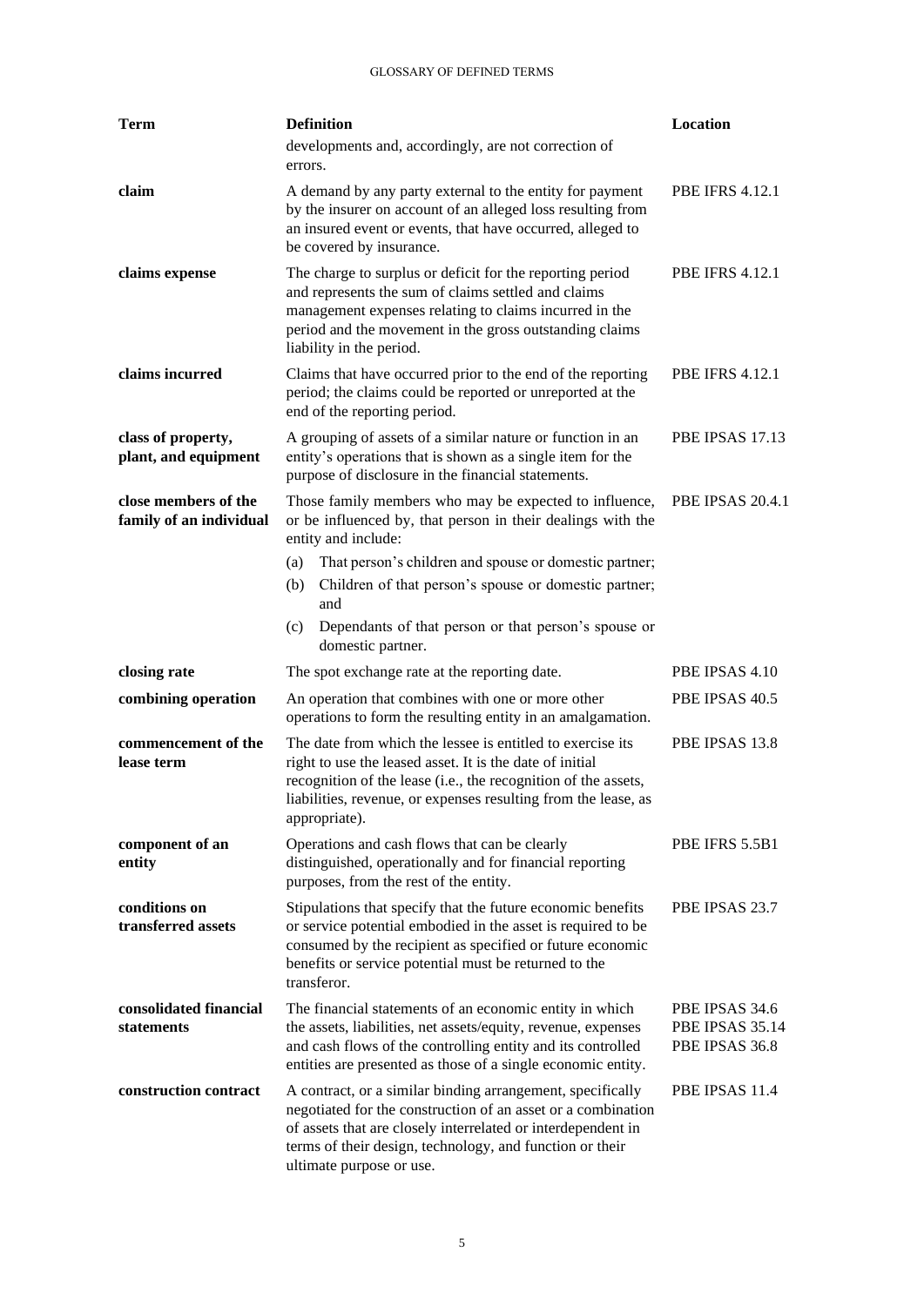| Term | Definition | Location |
|---|---|---|
| | developments and, accordingly, are not correction of errors. | |
| **claim** | A demand by any party external to the entity for payment by the insurer on account of an alleged loss resulting from an insured event or events, that have occurred, alleged to be covered by insurance. | PBE IFRS 4.12.1 |
| **claims expense** | The charge to surplus or deficit for the reporting period and represents the sum of claims settled and claims management expenses relating to claims incurred in the period and the movement in the gross outstanding claims liability in the period. | PBE IFRS 4.12.1 |
| **claims incurred** | Claims that have occurred prior to the end of the reporting period; the claims could be reported or unreported at the end of the reporting period. | PBE IFRS 4.12.1 |
| **class of property, plant, and equipment** | A grouping of assets of a similar nature or function in an entity's operations that is shown as a single item for the purpose of disclosure in the financial statements. | PBE IPSAS 17.13 |
| **close members of the family of an individual** | Those family members who may be expected to influence, or be influenced by, that person in their dealings with the entity and include:<br>(a) That person's children and spouse or domestic partner;<br>(b) Children of that person's spouse or domestic partner; and<br>(c) Dependants of that person or that person's spouse or domestic partner. | PBE IPSAS 20.4.1 |
| **closing rate** | The spot exchange rate at the reporting date. | PBE IPSAS 4.10 |
| **combining operation** | An operation that combines with one or more other operations to form the resulting entity in an amalgamation. | PBE IPSAS 40.5 |
| **commencement of the lease term** | The date from which the lessee is entitled to exercise its right to use the leased asset. It is the date of initial recognition of the lease (i.e., the recognition of the assets, liabilities, revenue, or expenses resulting from the lease, as appropriate). | PBE IPSAS 13.8 |
| **component of an entity** | Operations and cash flows that can be clearly distinguished, operationally and for financial reporting purposes, from the rest of the entity. | PBE IFRS 5.5B1 |
| **conditions on transferred assets** | Stipulations that specify that the future economic benefits or service potential embodied in the asset is required to be consumed by the recipient as specified or future economic benefits or service potential must be returned to the transferor. | PBE IPSAS 23.7 |
| **consolidated financial statements** | The financial statements of an economic entity in which the assets, liabilities, net assets/equity, revenue, expenses and cash flows of the controlling entity and its controlled entities are presented as those of a single economic entity. | PBE IPSAS 34.6<br>PBE IPSAS 35.14<br>PBE IPSAS 36.8 |
| **construction contract** | A contract, or a similar binding arrangement, specifically negotiated for the construction of an asset or a combination of assets that are closely interrelated or interdependent in terms of their design, technology, and function or their ultimate purpose or use. | PBE IPSAS 11.4 |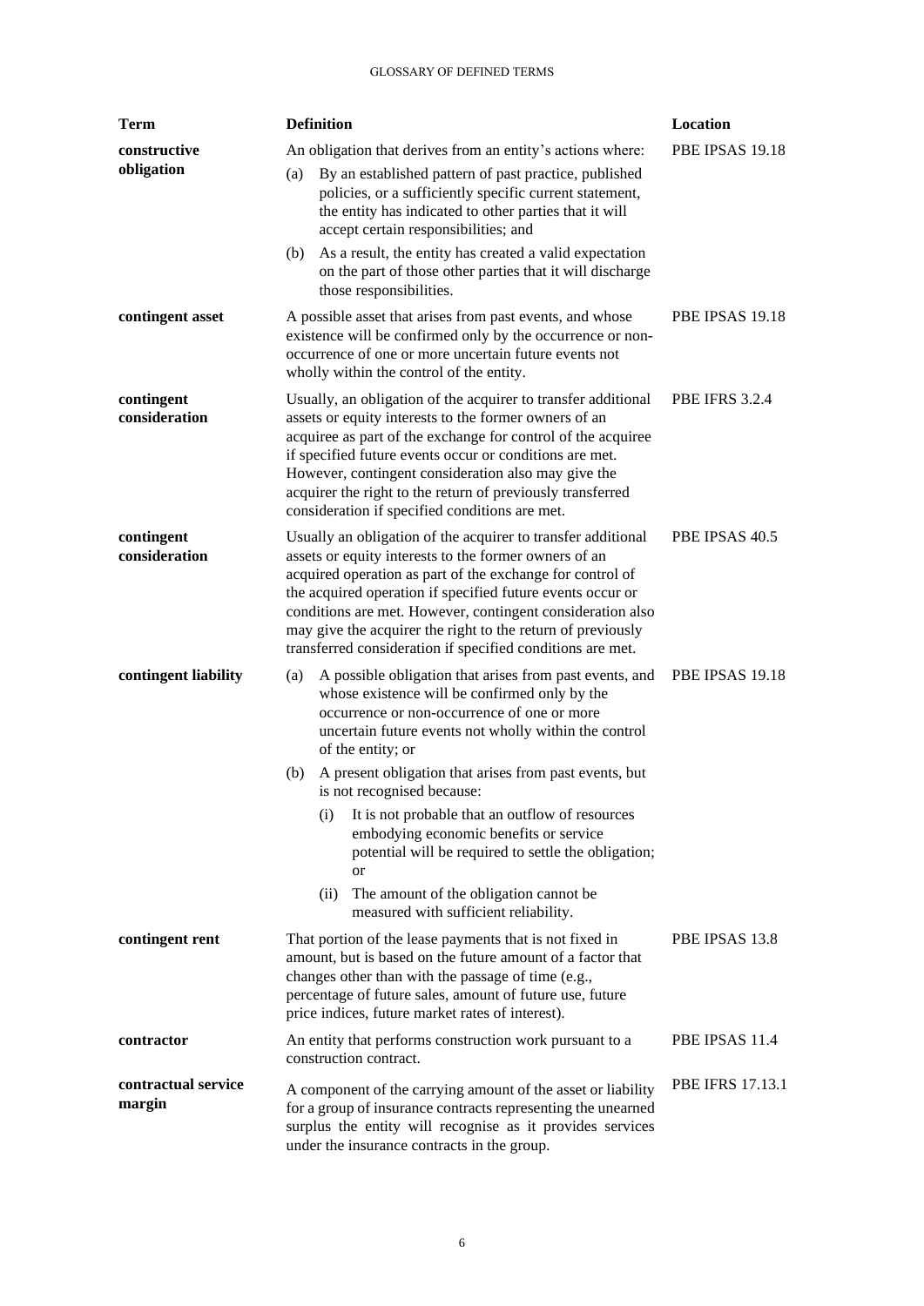| Term | Definition | Location |
|---|---|---|
| **constructive obligation** | An obligation that derives from an entity's actions where: (a) By an established pattern of past practice, published policies, or a sufficiently specific current statement, the entity has indicated to other parties that it will accept certain responsibilities; and (b) As a result, the entity has created a valid expectation on the part of those other parties that it will discharge those responsibilities. | PBE IPSAS 19.18 |
| **contingent asset** | A possible asset that arises from past events, and whose existence will be confirmed only by the occurrence or non-occurrence of one or more uncertain future events not wholly within the control of the entity. | PBE IPSAS 19.18 |
| **contingent consideration** | Usually, an obligation of the acquirer to transfer additional assets or equity interests to the former owners of an acquiree as part of the exchange for control of the acquiree if specified future events occur or conditions are met. However, contingent consideration also may give the acquirer the right to the return of previously transferred consideration if specified conditions are met. | PBE IFRS 3.2.4 |
| **contingent consideration** | Usually an obligation of the acquirer to transfer additional assets or equity interests to the former owners of an acquired operation as part of the exchange for control of the acquired operation if specified future events occur or conditions are met. However, contingent consideration also may give the acquirer the right to the return of previously transferred consideration if specified conditions are met. | PBE IPSAS 40.5 |
| **contingent liability** | (a) A possible obligation that arises from past events, and whose existence will be confirmed only by the occurrence or non-occurrence of one or more uncertain future events not wholly within the control of the entity; or (b) A present obligation that arises from past events, but is not recognised because: (i) It is not probable that an outflow of resources embodying economic benefits or service potential will be required to settle the obligation; or (ii) The amount of the obligation cannot be measured with sufficient reliability. | PBE IPSAS 19.18 |
| **contingent rent** | That portion of the lease payments that is not fixed in amount, but is based on the future amount of a factor that changes other than with the passage of time (e.g., percentage of future sales, amount of future use, future price indices, future market rates of interest). | PBE IPSAS 13.8 |
| **contractor** | An entity that performs construction work pursuant to a construction contract. | PBE IPSAS 11.4 |
| **contractual service margin** | A component of the carrying amount of the asset or liability for a group of insurance contracts representing the unearned surplus the entity will recognise as it provides services under the insurance contracts in the group. | PBE IFRS 17.13.1 |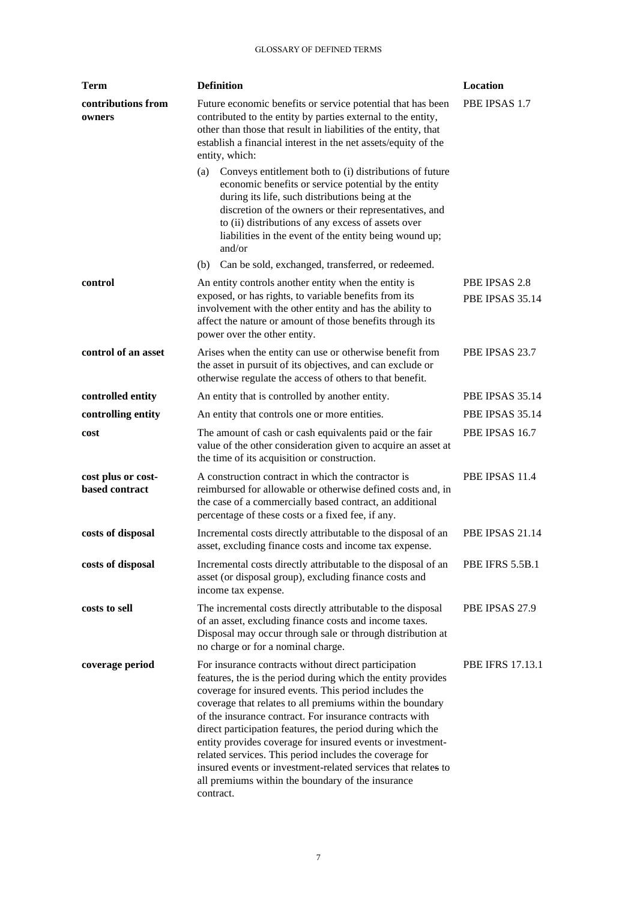| Term | Definition | Location |
|---|---|---|
| **contributions from owners** | Future economic benefits or service potential that has been contributed to the entity by parties external to the entity, other than those that result in liabilities of the entity, that establish a financial interest in the net assets/equity of the entity, which:<br>(a) Conveys entitlement both to (i) distributions of future economic benefits or service potential by the entity during its life, such distributions being at the discretion of the owners or their representatives, and to (ii) distributions of any excess of assets over liabilities in the event of the entity being wound up; and/or<br>(b) Can be sold, exchanged, transferred, or redeemed. | PBE IPSAS 1.7 |
| **control** | An entity controls another entity when the entity is exposed, or has rights, to variable benefits from its involvement with the other entity and has the ability to affect the nature or amount of those benefits through its power over the other entity. | PBE IPSAS 2.8<br>PBE IPSAS 35.14 |
| **control of an asset** | Arises when the entity can use or otherwise benefit from the asset in pursuit of its objectives, and can exclude or otherwise regulate the access of others to that benefit. | PBE IPSAS 23.7 |
| **controlled entity** | An entity that is controlled by another entity. | PBE IPSAS 35.14 |
| **controlling entity** | An entity that controls one or more entities. | PBE IPSAS 35.14 |
| **cost** | The amount of cash or cash equivalents paid or the fair value of the other consideration given to acquire an asset at the time of its acquisition or construction. | PBE IPSAS 16.7 |
| **cost plus or cost-based contract** | A construction contract in which the contractor is reimbursed for allowable or otherwise defined costs and, in the case of a commercially based contract, an additional percentage of these costs or a fixed fee, if any. | PBE IPSAS 11.4 |
| **costs of disposal** | Incremental costs directly attributable to the disposal of an asset, excluding finance costs and income tax expense. | PBE IPSAS 21.14 |
| **costs of disposal** | Incremental costs directly attributable to the disposal of an asset (or disposal group), excluding finance costs and income tax expense. | PBE IFRS 5.5B.1 |
| **costs to sell** | The incremental costs directly attributable to the disposal of an asset, excluding finance costs and income taxes. Disposal may occur through sale or through distribution at no charge or for a nominal charge. | PBE IPSAS 27.9 |
| **coverage period** | For insurance contracts without direct participation features, the is the period during which the entity provides coverage for insured events. This period includes the coverage that relates to all premiums within the boundary of the insurance contract. For insurance contracts with direct participation features, the period during which the entity provides coverage for insured events or investment-related services. This period includes the coverage for insured events or investment-related services that relates to all premiums within the boundary of the insurance contract. | PBE IFRS 17.13.1 |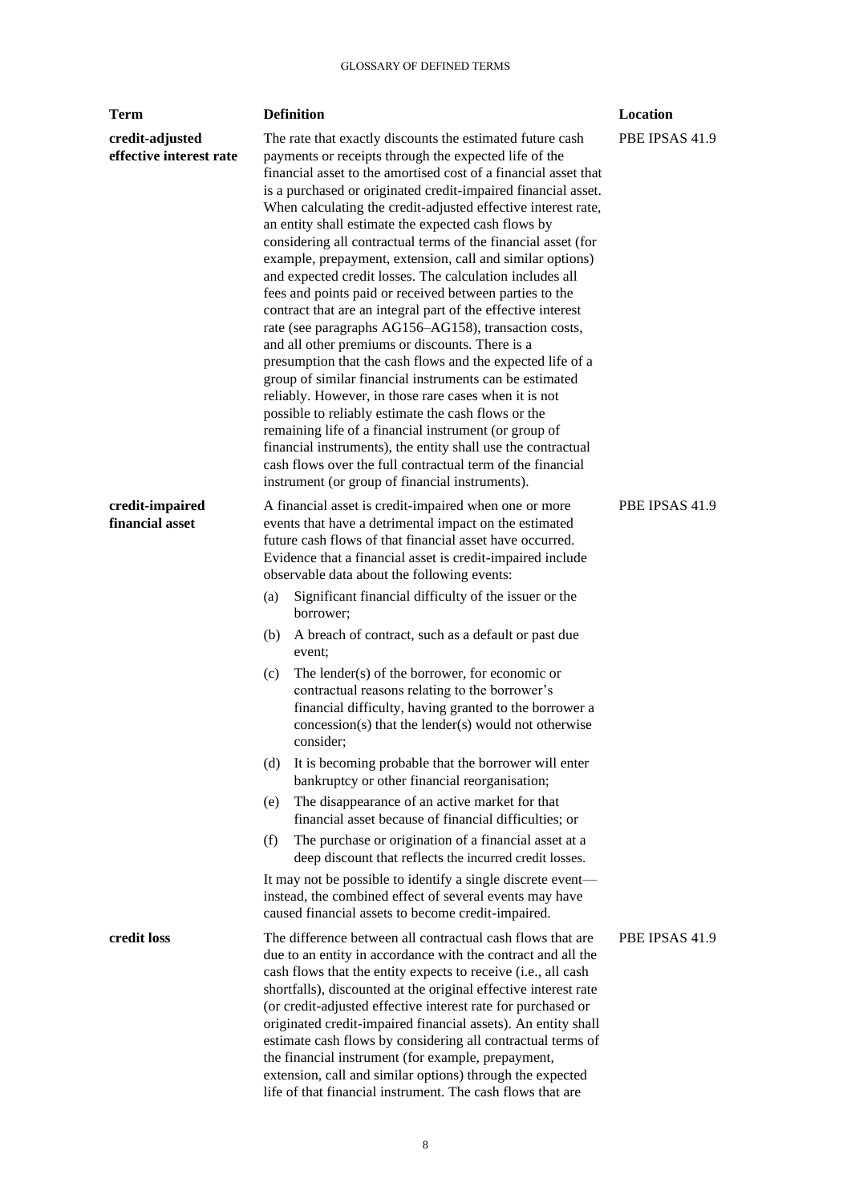| Term | Definition | Location |
|---|---|---|
| **credit-adjusted effective interest rate** | The rate that exactly discounts the estimated future cash payments or receipts through the expected life of the financial asset to the amortised cost of a financial asset that is a purchased or originated credit-impaired financial asset. When calculating the credit-adjusted effective interest rate, an entity shall estimate the expected cash flows by considering all contractual terms of the financial asset (for example, prepayment, extension, call and similar options) and expected credit losses. The calculation includes all fees and points paid or received between parties to the contract that are an integral part of the effective interest rate (see paragraphs AG156–AG158), transaction costs, and all other premiums or discounts. There is a presumption that the cash flows and the expected life of a group of similar financial instruments can be estimated reliably. However, in those rare cases when it is not possible to reliably estimate the cash flows or the remaining life of a financial instrument (or group of financial instruments), the entity shall use the contractual cash flows over the full contractual term of the financial instrument (or group of financial instruments). | PBE IPSAS 41.9 |
| **credit-impaired financial asset** | A financial asset is credit-impaired when one or more events that have a detrimental impact on the estimated future cash flows of that financial asset have occurred. Evidence that a financial asset is credit-impaired include observable data about the following events: (a) Significant financial difficulty of the issuer or the borrower; (b) A breach of contract, such as a default or past due event; (c) The lender(s) of the borrower, for economic or contractual reasons relating to the borrower's financial difficulty, having granted to the borrower a concession(s) that the lender(s) would not otherwise consider; (d) It is becoming probable that the borrower will enter bankruptcy or other financial reorganisation; (e) The disappearance of an active market for that financial asset because of financial difficulties; or (f) The purchase or origination of a financial asset at a deep discount that reflects the incurred credit losses. It may not be possible to identify a single discrete event—instead, the combined effect of several events may have caused financial assets to become credit-impaired. | PBE IPSAS 41.9 |
| **credit loss** | The difference between all contractual cash flows that are due to an entity in accordance with the contract and all the cash flows that the entity expects to receive (i.e., all cash shortfalls), discounted at the original effective interest rate (or credit-adjusted effective interest rate for purchased or originated credit-impaired financial assets). An entity shall estimate cash flows by considering all contractual terms of the financial instrument (for example, prepayment, extension, call and similar options) through the expected life of that financial instrument. The cash flows that are | PBE IPSAS 41.9 |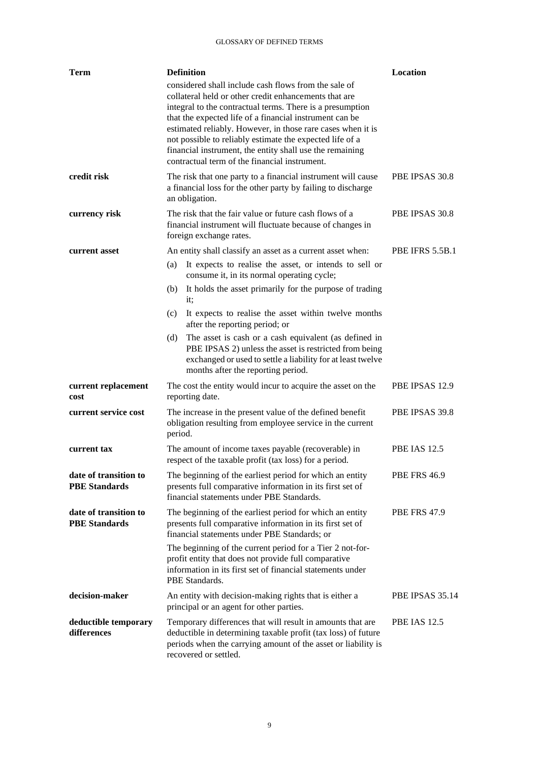| Term | Definition | Location |
|---|---|---|
| | considered shall include cash flows from the sale of collateral held or other credit enhancements that are integral to the contractual terms. There is a presumption that the expected life of a financial instrument can be estimated reliably. However, in those rare cases when it is not possible to reliably estimate the expected life of a financial instrument, the entity shall use the remaining contractual term of the financial instrument. | |
| **credit risk** | The risk that one party to a financial instrument will cause a financial loss for the other party by failing to discharge an obligation. | PBE IPSAS 30.8 |
| **currency risk** | The risk that the fair value or future cash flows of a financial instrument will fluctuate because of changes in foreign exchange rates. | PBE IPSAS 30.8 |
| **current asset** | An entity shall classify an asset as a current asset when:<br>(a) It expects to realise the asset, or intends to sell or consume it, in its normal operating cycle;<br>(b) It holds the asset primarily for the purpose of trading it;<br>(c) It expects to realise the asset within twelve months after the reporting period; or<br>(d) The asset is cash or a cash equivalent (as defined in PBE IPSAS 2) unless the asset is restricted from being exchanged or used to settle a liability for at least twelve months after the reporting period. | PBE IFRS 5.5B.1 |
| **current replacement cost** | The cost the entity would incur to acquire the asset on the reporting date. | PBE IPSAS 12.9 |
| **current service cost** | The increase in the present value of the defined benefit obligation resulting from employee service in the current period. | PBE IPSAS 39.8 |
| **current tax** | The amount of income taxes payable (recoverable) in respect of the taxable profit (tax loss) for a period. | PBE IAS 12.5 |
| **date of transition to PBE Standards** | The beginning of the earliest period for which an entity presents full comparative information in its first set of financial statements under PBE Standards. | PBE FRS 46.9 |
| **date of transition to PBE Standards** | The beginning of the earliest period for which an entity presents full comparative information in its first set of financial statements under PBE Standards; or<br>The beginning of the current period for a Tier 2 not-for-profit entity that does not provide full comparative information in its first set of financial statements under PBE Standards. | PBE FRS 47.9 |
| **decision-maker** | An entity with decision-making rights that is either a principal or an agent for other parties. | PBE IPSAS 35.14 |
| **deductible temporary differences** | Temporary differences that will result in amounts that are deductible in determining taxable profit (tax loss) of future periods when the carrying amount of the asset or liability is recovered or settled. | PBE IAS 12.5 |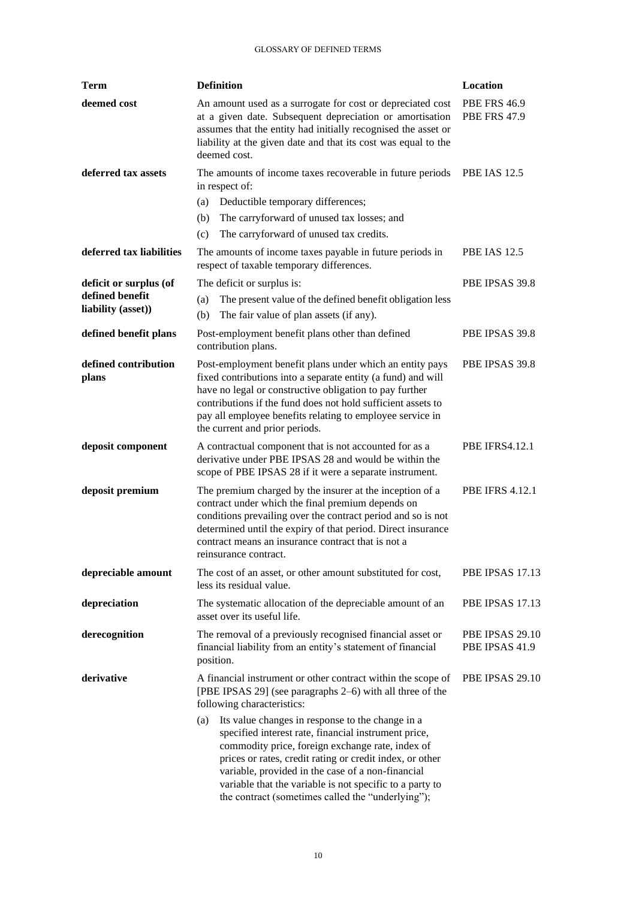| Term | Definition | Location |
|---|---|---|
| **deemed cost** | An amount used as a surrogate for cost or depreciated cost at a given date. Subsequent depreciation or amortisation assumes that the entity had initially recognised the asset or liability at the given date and that its cost was equal to the deemed cost. | PBE FRS 46.9<br>PBE FRS 47.9 |
| **deferred tax assets** | The amounts of income taxes recoverable in future periods in respect of:<br>(a) Deductible temporary differences;<br>(b) The carryforward of unused tax losses; and<br>(c) The carryforward of unused tax credits. | PBE IAS 12.5 |
| **deferred tax liabilities** | The amounts of income taxes payable in future periods in respect of taxable temporary differences. | PBE IAS 12.5 |
| **deficit or surplus (of defined benefit liability (asset))** | The deficit or surplus is:<br>(a) The present value of the defined benefit obligation less<br>(b) The fair value of plan assets (if any). | PBE IPSAS 39.8 |
| **defined benefit plans** | Post-employment benefit plans other than defined contribution plans. | PBE IPSAS 39.8 |
| **defined contribution plans** | Post-employment benefit plans under which an entity pays fixed contributions into a separate entity (a fund) and will have no legal or constructive obligation to pay further contributions if the fund does not hold sufficient assets to pay all employee benefits relating to employee service in the current and prior periods. | PBE IPSAS 39.8 |
| **deposit component** | A contractual component that is not accounted for as a derivative under PBE IPSAS 28 and would be within the scope of PBE IPSAS 28 if it were a separate instrument. | PBE IFRS4.12.1 |
| **deposit premium** | The premium charged by the insurer at the inception of a contract under which the final premium depends on conditions prevailing over the contract period and so is not determined until the expiry of that period. Direct insurance contract means an insurance contract that is not a reinsurance contract. | PBE IFRS 4.12.1 |
| **depreciable amount** | The cost of an asset, or other amount substituted for cost, less its residual value. | PBE IPSAS 17.13 |
| **depreciation** | The systematic allocation of the depreciable amount of an asset over its useful life. | PBE IPSAS 17.13 |
| **derecognition** | The removal of a previously recognised financial asset or financial liability from an entity's statement of financial position. | PBE IPSAS 29.10<br>PBE IPSAS 41.9 |
| **derivative** | A financial instrument or other contract within the scope of [PBE IPSAS 29] (see paragraphs 2–6) with all three of the following characteristics:<br>(a) Its value changes in response to the change in a specified interest rate, financial instrument price, commodity price, foreign exchange rate, index of prices or rates, credit rating or credit index, or other variable, provided in the case of a non-financial variable that the variable is not specific to a party to the contract (sometimes called the "underlying"); | PBE IPSAS 29.10 |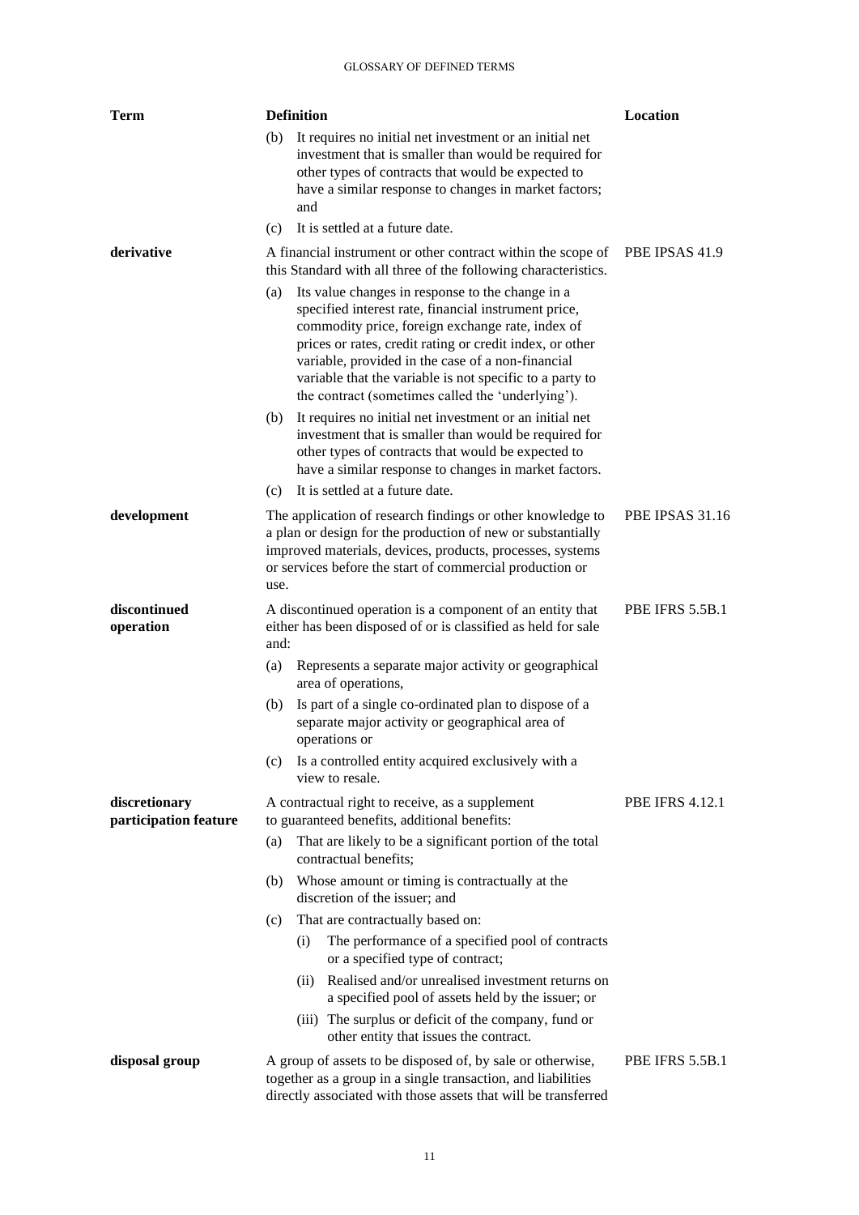| Term | Definition | Location |
|---|---|---|
| | (b) It requires no initial net investment or an initial net investment that is smaller than would be required for other types of contracts that would be expected to have a similar response to changes in market factors; and<br>(c) It is settled at a future date. | |
| **derivative** | A financial instrument or other contract within the scope of this Standard with all three of the following characteristics.<br>(a) Its value changes in response to the change in a specified interest rate, financial instrument price, commodity price, foreign exchange rate, index of prices or rates, credit rating or credit index, or other variable, provided in the case of a non-financial variable that the variable is not specific to a party to the contract (sometimes called the 'underlying').<br>(b) It requires no initial net investment or an initial net investment that is smaller than would be required for other types of contracts that would be expected to have a similar response to changes in market factors.<br>(c) It is settled at a future date. | PBE IPSAS 41.9 |
| **development** | The application of research findings or other knowledge to a plan or design for the production of new or substantially improved materials, devices, products, processes, systems or services before the start of commercial production or use. | PBE IPSAS 31.16 |
| **discontinued operation** | A discontinued operation is a component of an entity that either has been disposed of or is classified as held for sale and:<br>(a) Represents a separate major activity or geographical area of operations,<br>(b) Is part of a single co-ordinated plan to dispose of a separate major activity or geographical area of operations or<br>(c) Is a controlled entity acquired exclusively with a view to resale. | PBE IFRS 5.5B.1 |
| **discretionary participation feature** | A contractual right to receive, as a supplement to guaranteed benefits, additional benefits:<br>(a) That are likely to be a significant portion of the total contractual benefits;<br>(b) Whose amount or timing is contractually at the discretion of the issuer; and<br>(c) That are contractually based on:<br>(i) The performance of a specified pool of contracts or a specified type of contract;<br>(ii) Realised and/or unrealised investment returns on a specified pool of assets held by the issuer; or<br>(iii) The surplus or deficit of the company, fund or other entity that issues the contract. | PBE IFRS 4.12.1 |
| **disposal group** | A group of assets to be disposed of, by sale or otherwise, together as a group in a single transaction, and liabilities directly associated with those assets that will be transferred | PBE IFRS 5.5B.1 |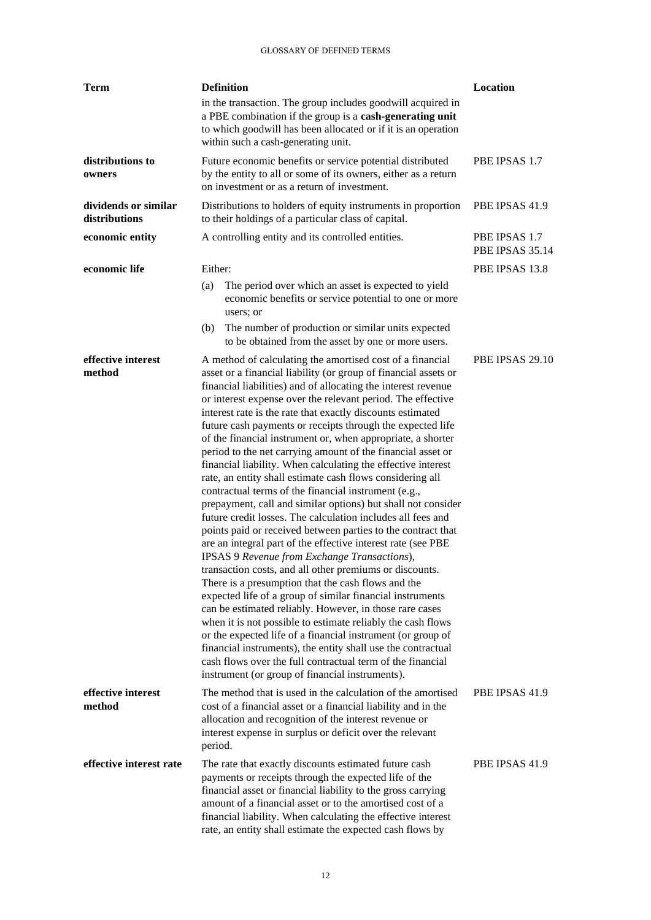| Term | Definition | Location |
|---|---|---|
| | in the transaction. The group includes goodwill acquired in a PBE combination if the group is a **cash-generating unit** to which goodwill has been allocated or if it is an operation within such a cash-generating unit. | |
| **distributions to owners** | Future economic benefits or service potential distributed by the entity to all or some of its owners, either as a return on investment or as a return of investment. | PBE IPSAS 1.7 |
| **dividends or similar distributions** | Distributions to holders of equity instruments in proportion to their holdings of a particular class of capital. | PBE IPSAS 41.9 |
| **economic entity** | A controlling entity and its controlled entities. | PBE IPSAS 1.7<br>PBE IPSAS 35.14 |
| **economic life** | Either:<br>(a) The period over which an asset is expected to yield economic benefits or service potential to one or more users; or<br>(b) The number of production or similar units expected to be obtained from the asset by one or more users. | PBE IPSAS 13.8 |
| **effective interest method** | A method of calculating the amortised cost of a financial asset or a financial liability (or group of financial assets or financial liabilities) and of allocating the interest revenue or interest expense over the relevant period. The effective interest rate is the rate that exactly discounts estimated future cash payments or receipts through the expected life of the financial instrument or, when appropriate, a shorter period to the net carrying amount of the financial asset or financial liability. When calculating the effective interest rate, an entity shall estimate cash flows considering all contractual terms of the financial instrument (e.g., prepayment, call and similar options) but shall not consider future credit losses. The calculation includes all fees and points paid or received between parties to the contract that are an integral part of the effective interest rate (see PBE IPSAS 9 *Revenue from Exchange Transactions*), transaction costs, and all other premiums or discounts. There is a presumption that the cash flows and the expected life of a group of similar financial instruments can be estimated reliably. However, in those rare cases when it is not possible to estimate reliably the cash flows or the expected life of a financial instrument (or group of financial instruments), the entity shall use the contractual cash flows over the full contractual term of the financial instrument (or group of financial instruments). | PBE IPSAS 29.10 |
| **effective interest method** | The method that is used in the calculation of the amortised cost of a financial asset or a financial liability and in the allocation and recognition of the interest revenue or interest expense in surplus or deficit over the relevant period. | PBE IPSAS 41.9 |
| **effective interest rate** | The rate that exactly discounts estimated future cash payments or receipts through the expected life of the financial asset or financial liability to the gross carrying amount of a financial asset or to the amortised cost of a financial liability. When calculating the effective interest rate, an entity shall estimate the expected cash flows by | PBE IPSAS 41.9 |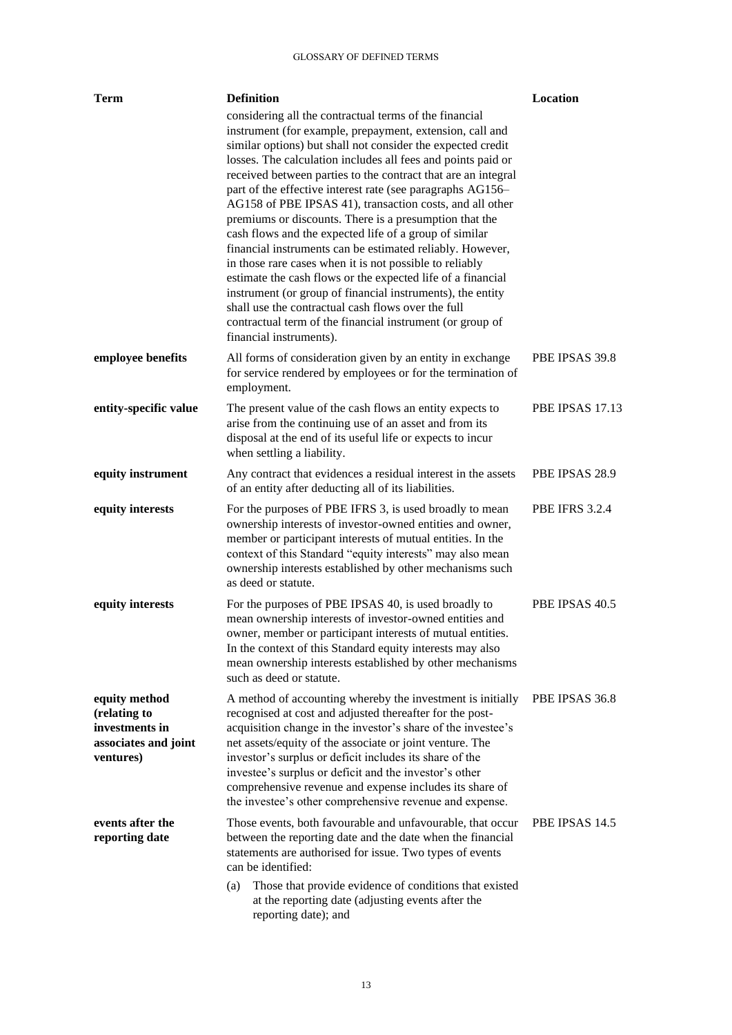| Term | Definition | Location |
|---|---|---|
| | considering all the contractual terms of the financial instrument (for example, prepayment, extension, call and similar options) but shall not consider the expected credit losses. The calculation includes all fees and points paid or received between parties to the contract that are an integral part of the effective interest rate (see paragraphs AG156–AG158 of PBE IPSAS 41), transaction costs, and all other premiums or discounts. There is a presumption that the cash flows and the expected life of a group of similar financial instruments can be estimated reliably. However, in those rare cases when it is not possible to reliably estimate the cash flows or the expected life of a financial instrument (or group of financial instruments), the entity shall use the contractual cash flows over the full contractual term of the financial instrument (or group of financial instruments). | |
| **employee benefits** | All forms of consideration given by an entity in exchange for service rendered by employees or for the termination of employment. | PBE IPSAS 39.8 |
| **entity-specific value** | The present value of the cash flows an entity expects to arise from the continuing use of an asset and from its disposal at the end of its useful life or expects to incur when settling a liability. | PBE IPSAS 17.13 |
| **equity instrument** | Any contract that evidences a residual interest in the assets of an entity after deducting all of its liabilities. | PBE IPSAS 28.9 |
| **equity interests** | For the purposes of PBE IFRS 3, is used broadly to mean ownership interests of investor-owned entities and owner, member or participant interests of mutual entities. In the context of this Standard "equity interests" may also mean ownership interests established by other mechanisms such as deed or statute. | PBE IFRS 3.2.4 |
| **equity interests** | For the purposes of PBE IPSAS 40, is used broadly to mean ownership interests of investor-owned entities and owner, member or participant interests of mutual entities. In the context of this Standard equity interests may also mean ownership interests established by other mechanisms such as deed or statute. | PBE IPSAS 40.5 |
| **equity method (relating to investments in associates and joint ventures)** | A method of accounting whereby the investment is initially recognised at cost and adjusted thereafter for the post-acquisition change in the investor's share of the investee's net assets/equity of the associate or joint venture. The investor's surplus or deficit includes its share of the investee's surplus or deficit and the investor's other comprehensive revenue and expense includes its share of the investee's other comprehensive revenue and expense. | PBE IPSAS 36.8 |
| **events after the reporting date** | Those events, both favourable and unfavourable, that occur between the reporting date and the date when the financial statements are authorised for issue. Two types of events can be identified:<br>(a) Those that provide evidence of conditions that existed at the reporting date (adjusting events after the reporting date); and | PBE IPSAS 14.5 |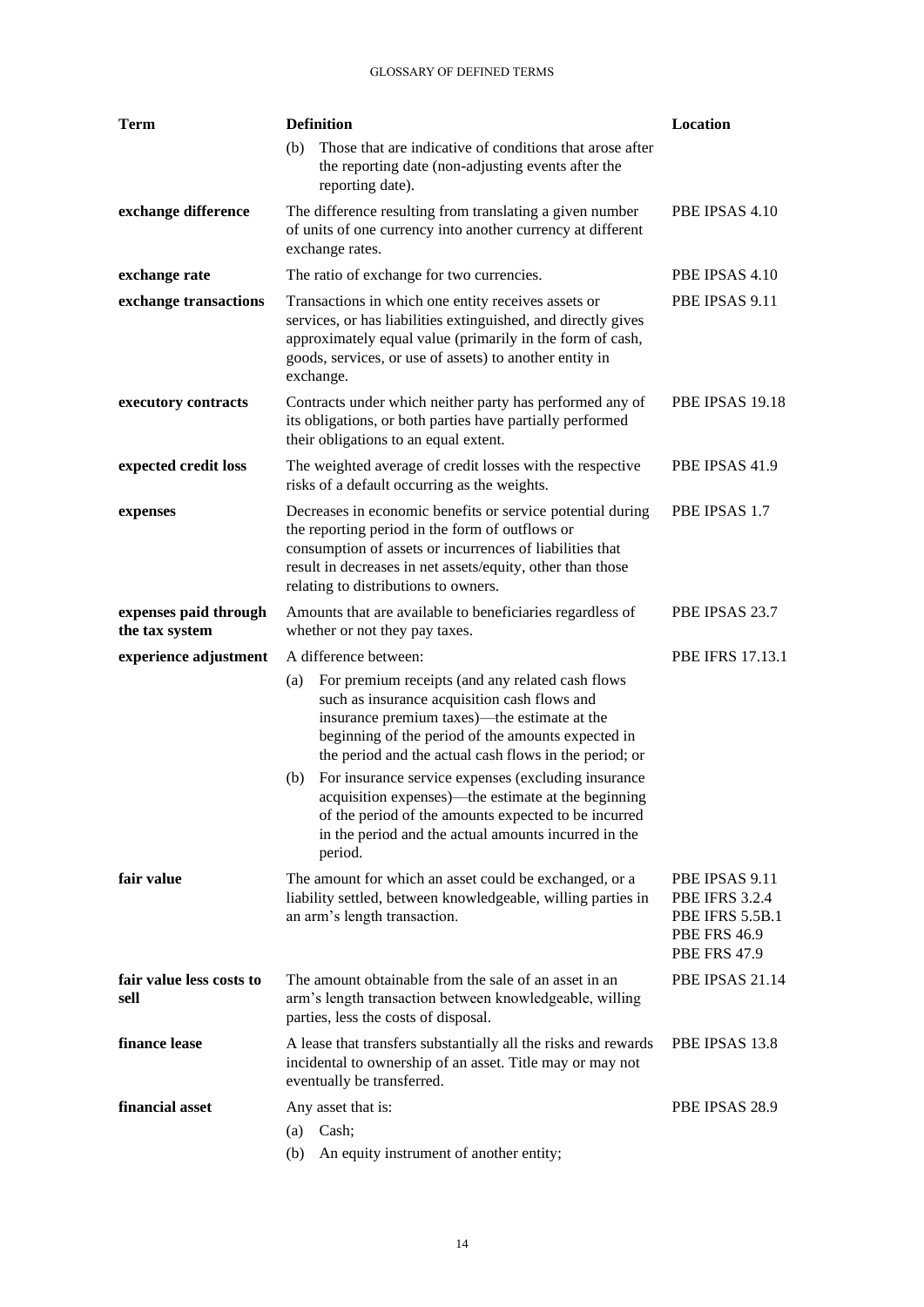| Term | Definition | Location |
|---|---|---|
| | (b) Those that are indicative of conditions that arose after the reporting date (non-adjusting events after the reporting date). | |
| **exchange difference** | The difference resulting from translating a given number of units of one currency into another currency at different exchange rates. | PBE IPSAS 4.10 |
| **exchange rate** | The ratio of exchange for two currencies. | PBE IPSAS 4.10 |
| **exchange transactions** | Transactions in which one entity receives assets or services, or has liabilities extinguished, and directly gives approximately equal value (primarily in the form of cash, goods, services, or use of assets) to another entity in exchange. | PBE IPSAS 9.11 |
| **executory contracts** | Contracts under which neither party has performed any of its obligations, or both parties have partially performed their obligations to an equal extent. | PBE IPSAS 19.18 |
| **expected credit loss** | The weighted average of credit losses with the respective risks of a default occurring as the weights. | PBE IPSAS 41.9 |
| **expenses** | Decreases in economic benefits or service potential during the reporting period in the form of outflows or consumption of assets or incurrences of liabilities that result in decreases in net assets/equity, other than those relating to distributions to owners. | PBE IPSAS 1.7 |
| **expenses paid through the tax system** | Amounts that are available to beneficiaries regardless of whether or not they pay taxes. | PBE IPSAS 23.7 |
| **experience adjustment** | A difference between:<br>(a) For premium receipts (and any related cash flows such as insurance acquisition cash flows and insurance premium taxes)—the estimate at the beginning of the period of the amounts expected in the period and the actual cash flows in the period; or<br>(b) For insurance service expenses (excluding insurance acquisition expenses)—the estimate at the beginning of the period of the amounts expected to be incurred in the period and the actual amounts incurred in the period. | PBE IFRS 17.13.1 |
| **fair value** | The amount for which an asset could be exchanged, or a liability settled, between knowledgeable, willing parties in an arm's length transaction. | PBE IPSAS 9.11<br>PBE IFRS 3.2.4<br>PBE IFRS 5.5B.1<br>PBE FRS 46.9<br>PBE FRS 47.9 |
| **fair value less costs to sell** | The amount obtainable from the sale of an asset in an arm's length transaction between knowledgeable, willing parties, less the costs of disposal. | PBE IPSAS 21.14 |
| **finance lease** | A lease that transfers substantially all the risks and rewards incidental to ownership of an asset. Title may or may not eventually be transferred. | PBE IPSAS 13.8 |
| **financial asset** | Any asset that is:<br>(a) Cash;<br>(b) An equity instrument of another entity; | PBE IPSAS 28.9 |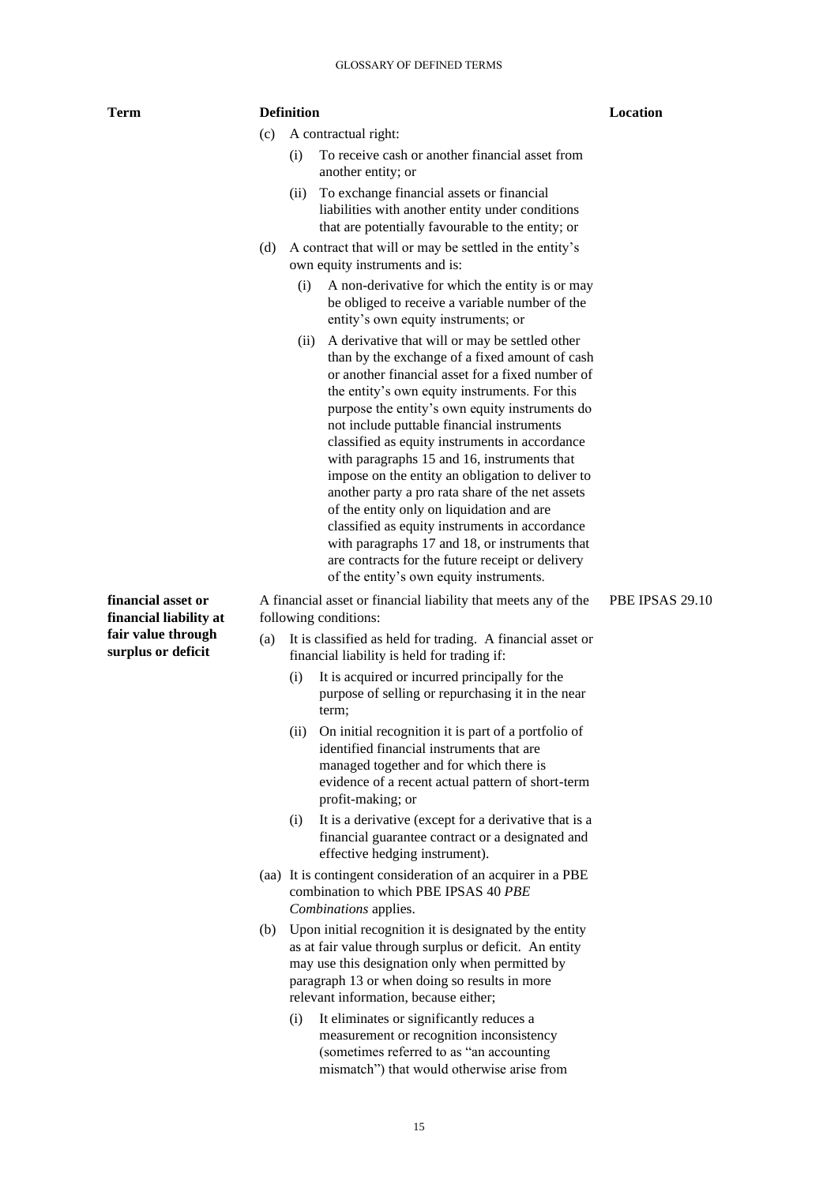| Term | Definition | Location |
|---|---|---|
| | (c) A contractual right:<br>(i) To receive cash or another financial asset from another entity; or<br>(ii) To exchange financial assets or financial liabilities with another entity under conditions that are potentially favourable to the entity; or<br>(d) A contract that will or may be settled in the entity's own equity instruments and is:<br>(i) A non-derivative for which the entity is or may be obliged to receive a variable number of the entity's own equity instruments; or<br>(ii) A derivative that will or may be settled other than by the exchange of a fixed amount of cash or another financial asset for a fixed number of the entity's own equity instruments. For this purpose the entity's own equity instruments do not include puttable financial instruments classified as equity instruments in accordance with paragraphs 15 and 16, instruments that impose on the entity an obligation to deliver to another party a pro rata share of the net assets of the entity only on liquidation and are classified as equity instruments in accordance with paragraphs 17 and 18, or instruments that are contracts for the future receipt or delivery of the entity's own equity instruments. | |
| **financial asset or financial liability at fair value through surplus or deficit** | A financial asset or financial liability that meets any of the following conditions:<br>(a) It is classified as held for trading. A financial asset or financial liability is held for trading if:<br>(i) It is acquired or incurred principally for the purpose of selling or repurchasing it in the near term;<br>(ii) On initial recognition it is part of a portfolio of identified financial instruments that are managed together and for which there is evidence of a recent actual pattern of short-term profit-making; or<br>(i) It is a derivative (except for a derivative that is a financial guarantee contract or a designated and effective hedging instrument).<br>(aa) It is contingent consideration of an acquirer in a PBE combination to which PBE IPSAS 40 *PBE Combinations* applies.<br>(b) Upon initial recognition it is designated by the entity as at fair value through surplus or deficit. An entity may use this designation only when permitted by paragraph 13 or when doing so results in more relevant information, because either;<br>(i) It eliminates or significantly reduces a measurement or recognition inconsistency (sometimes referred to as "an accounting mismatch") that would otherwise arise from | PBE IPSAS 29.10 |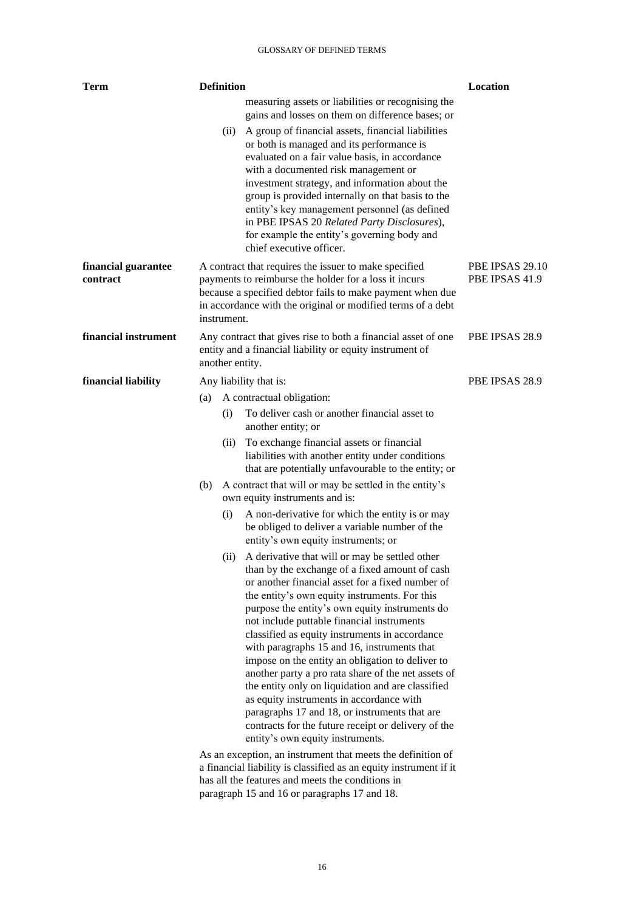| Term | Definition | Location |
|---|---|---|
| | measuring assets or liabilities or recognising the gains and losses on them on difference bases; or<br><br>(ii) A group of financial assets, financial liabilities or both is managed and its performance is evaluated on a fair value basis, in accordance with a documented risk management or investment strategy, and information about the group is provided internally on that basis to the entity's key management personnel (as defined in PBE IPSAS 20 *Related Party Disclosures*), for example the entity's governing body and chief executive officer. | |
| **financial guarantee contract** | A contract that requires the issuer to make specified payments to reimburse the holder for a loss it incurs because a specified debtor fails to make payment when due in accordance with the original or modified terms of a debt instrument. | PBE IPSAS 29.10<br>PBE IPSAS 41.9 |
| **financial instrument** | Any contract that gives rise to both a financial asset of one entity and a financial liability or equity instrument of another entity. | PBE IPSAS 28.9 |
| **financial liability** | Any liability that is:<br><br>(a) A contractual obligation:<br>(i) To deliver cash or another financial asset to another entity; or<br>(ii) To exchange financial assets or financial liabilities with another entity under conditions that are potentially unfavourable to the entity; or<br><br>(b) A contract that will or may be settled in the entity's own equity instruments and is:<br>(i) A non-derivative for which the entity is or may be obliged to deliver a variable number of the entity's own equity instruments; or<br>(ii) A derivative that will or may be settled other than by the exchange of a fixed amount of cash or another financial asset for a fixed number of the entity's own equity instruments. For this purpose the entity's own equity instruments do not include puttable financial instruments classified as equity instruments in accordance with paragraphs 15 and 16, instruments that impose on the entity an obligation to deliver to another party a pro rata share of the net assets of the entity only on liquidation and are classified as equity instruments in accordance with paragraphs 17 and 18, or instruments that are contracts for the future receipt or delivery of the entity's own equity instruments.<br><br>As an exception, an instrument that meets the definition of a financial liability is classified as an equity instrument if it has all the features and meets the conditions in paragraph 15 and 16 or paragraphs 17 and 18. | PBE IPSAS 28.9 |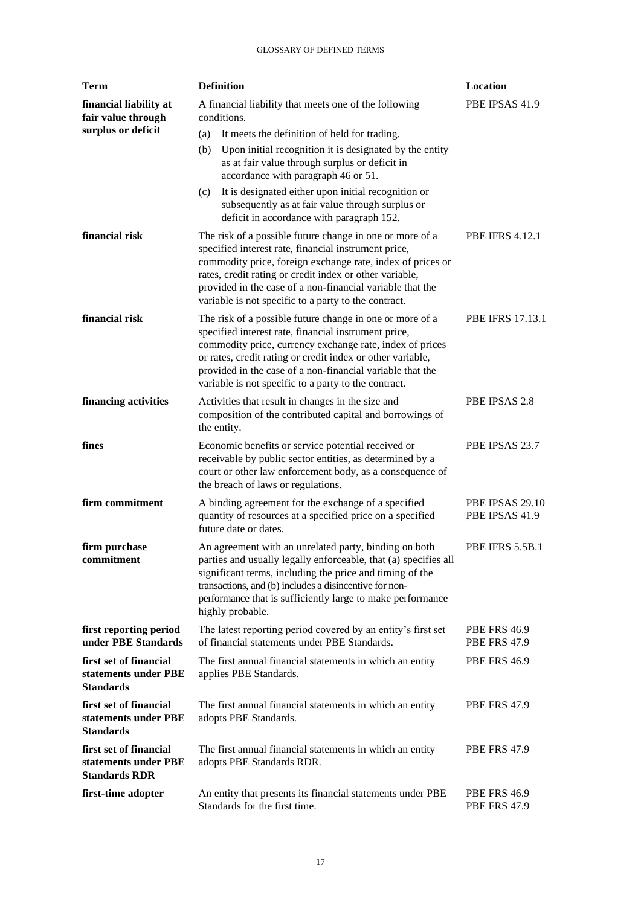| Term | Definition | Location |
|---|---|---|
| **financial liability at fair value through surplus or deficit** | A financial liability that meets the following conditions.<br>(a) It meets the definition of held for trading.<br>(b) Upon initial recognition it is designated by the entity as at fair value through surplus or deficit in accordance with paragraph 46 or 51.<br>(c) It is designated either upon initial recognition or subsequently as at fair value through surplus or deficit in accordance with paragraph 152. | PBE IPSAS 41.9 |
| **financial risk** | The risk of a possible future change in one or more of a specified interest rate, financial instrument price, commodity price, foreign exchange rate, index of prices or rates, credit rating or credit index or other variable, provided in the case of a non-financial variable that the variable is not specific to a party to the contract. | PBE IFRS 4.12.1 |
| **financial risk** | The risk of a possible future change in one or more of a specified interest rate, financial instrument price, commodity price, currency exchange rate, index of prices or rates, credit rating or credit index or other variable, provided in the case of a non-financial variable that the variable is not specific to a party to the contract. | PBE IFRS 17.13.1 |
| **financing activities** | Activities that result in changes in the size and composition of the contributed capital and borrowings of the entity. | PBE IPSAS 2.8 |
| **fines** | Economic benefits or service potential received or receivable by public sector entities, as determined by a court or other law enforcement body, as a consequence of the breach of laws or regulations. | PBE IPSAS 23.7 |
| **firm commitment** | A binding agreement for the exchange of a specified quantity of resources at a specified price on a specified future date or dates. | PBE IPSAS 29.10<br>PBE IPSAS 41.9 |
| **firm purchase commitment** | An agreement with an unrelated party, binding on both parties and usually legally enforceable, that (a) specifies all significant terms, including the price and timing of the transactions, and (b) includes a disincentive for non-performance that is sufficiently large to make performance highly probable. | PBE IFRS 5.5B.1 |
| **first reporting period under PBE Standards** | The latest reporting period covered by an entity's first set of financial statements under PBE Standards. | PBE FRS 46.9<br>PBE FRS 47.9 |
| **first set of financial statements under PBE Standards** | The first annual financial statements in which an entity applies PBE Standards. | PBE FRS 46.9 |
| **first set of financial statements under PBE Standards** | The first annual financial statements in which an entity adopts PBE Standards. | PBE FRS 47.9 |
| **first set of financial statements under PBE Standards RDR** | The first annual financial statements in which an entity adopts PBE Standards RDR. | PBE FRS 47.9 |
| **first-time adopter** | An entity that presents its financial statements under PBE Standards for the first time. | PBE FRS 46.9<br>PBE FRS 47.9 |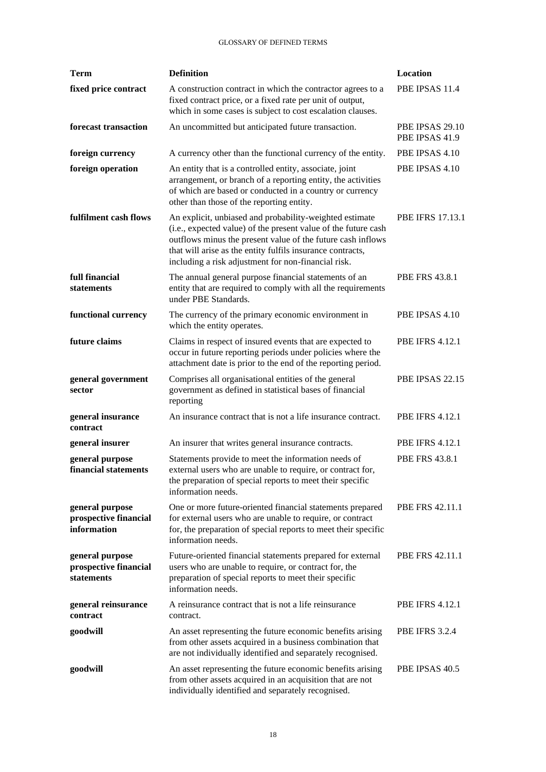| Term | Definition | Location |
|---|---|---|
| **fixed price contract** | A construction contract in which the contractor agrees to a fixed contract price, or a fixed rate per unit of output, which in some cases is subject to cost escalation clauses. | PBE IPSAS 11.4 |
| **forecast transaction** | An uncommitted but anticipated future transaction. | PBE IPSAS 29.10<br>PBE IPSAS 41.9 |
| **foreign currency** | A currency other than the functional currency of the entity. | PBE IPSAS 4.10 |
| **foreign operation** | An entity that is a controlled entity, associate, joint arrangement, or branch of a reporting entity, the activities of which are based or conducted in a country or currency other than those of the reporting entity. | PBE IPSAS 4.10 |
| **fulfilment cash flows** | An explicit, unbiased and probability-weighted estimate (i.e., expected value) of the present value of the future cash outflows minus the present value of the future cash inflows that will arise as the entity fulfils insurance contracts, including a risk adjustment for non-financial risk. | PBE IFRS 17.13.1 |
| **full financial statements** | The annual general purpose financial statements of an entity that are required to comply with all the requirements under PBE Standards. | PBE FRS 43.8.1 |
| **functional currency** | The currency of the primary economic environment in which the entity operates. | PBE IPSAS 4.10 |
| **future claims** | Claims in respect of insured events that are expected to occur in future reporting periods under policies where the attachment date is prior to the end of the reporting period. | PBE IFRS 4.12.1 |
| **general government sector** | Comprises all organisational entities of the general government as defined in statistical bases of financial reporting | PBE IPSAS 22.15 |
| **general insurance contract** | An insurance contract that is not a life insurance contract. | PBE IFRS 4.12.1 |
| **general insurer** | An insurer that writes general insurance contracts. | PBE IFRS 4.12.1 |
| **general purpose financial statements** | Statements provide to meet the information needs of external users who are unable to require, or contract for, the preparation of special reports to meet their specific information needs. | PBE FRS 43.8.1 |
| **general purpose prospective financial information** | One or more future-oriented financial statements prepared for external users who are unable to require, or contract for, the preparation of special reports to meet their specific information needs. | PBE FRS 42.11.1 |
| **general purpose prospective financial statements** | Future-oriented financial statements prepared for external users who are unable to require, or contract for, the preparation of special reports to meet their specific information needs. | PBE FRS 42.11.1 |
| **general reinsurance contract** | A reinsurance contract that is not a life reinsurance contract. | PBE IFRS 4.12.1 |
| **goodwill** | An asset representing the future economic benefits arising from other assets acquired in a business combination that are not individually identified and separately recognised. | PBE IFRS 3.2.4 |
| **goodwill** | An asset representing the future economic benefits arising from other assets acquired in an acquisition that are not individually identified and separately recognised. | PBE IPSAS 40.5 |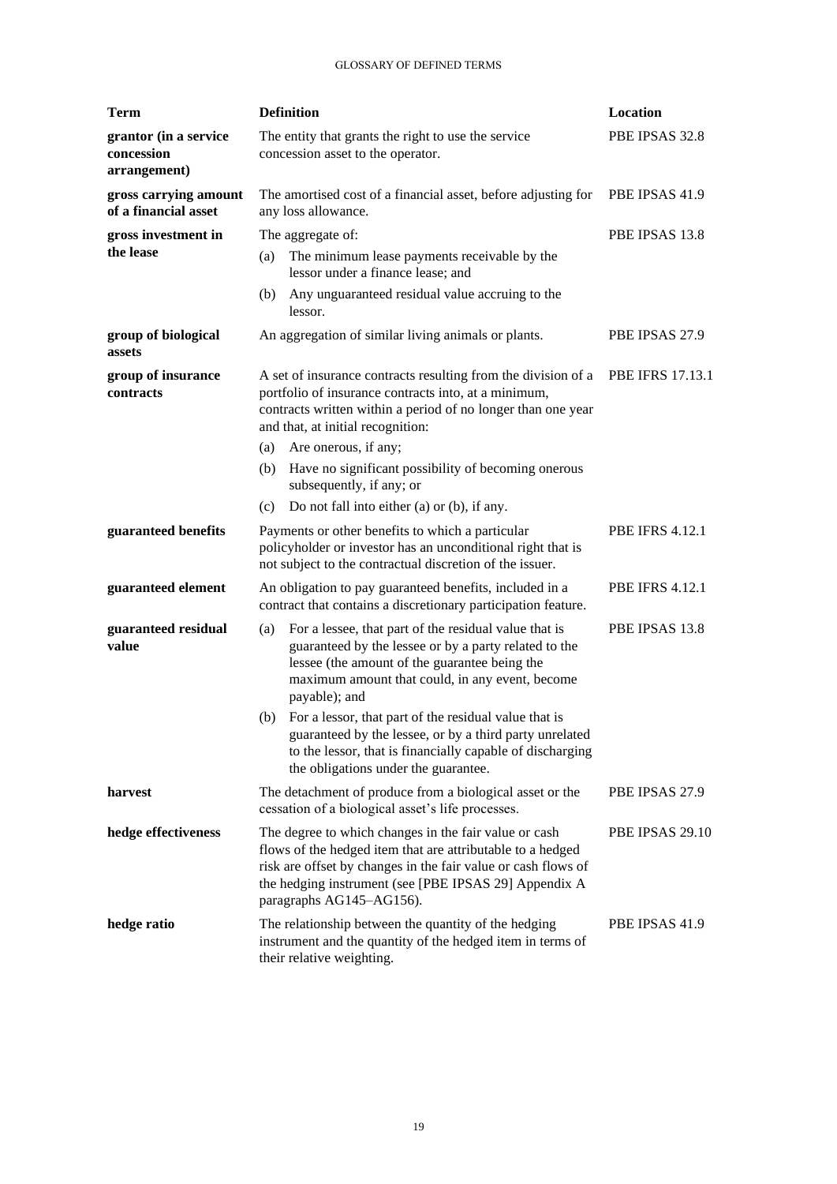| Term | Definition | Location |
|---|---|---|
| **grantor (in a service concession arrangement)** | The entity that grants the right to use the service concession asset to the operator. | PBE IPSAS 32.8 |
| **gross carrying amount of a financial asset** | The amortised cost of a financial asset, before adjusting for any loss allowance. | PBE IPSAS 41.9 |
| **gross investment in the lease** | The aggregate of:<br>(a) The minimum lease payments receivable by the lessor under a finance lease; and<br>(b) Any unguaranteed residual value accruing to the lessor. | PBE IPSAS 13.8 |
| **group of biological assets** | An aggregation of similar living animals or plants. | PBE IPSAS 27.9 |
| **group of insurance contracts** | A set of insurance contracts resulting from the division of a portfolio of insurance contracts into, at a minimum, contracts written within a period of no longer than one year and that, at initial recognition:<br>(a) Are onerous, if any;<br>(b) Have no significant possibility of becoming onerous subsequently, if any; or<br>(c) Do not fall into either (a) or (b), if any. | PBE IFRS 17.13.1 |
| **guaranteed benefits** | Payments or other benefits to which a particular policyholder or investor has an unconditional right that is not subject to the contractual discretion of the issuer. | PBE IFRS 4.12.1 |
| **guaranteed element** | An obligation to pay guaranteed benefits, included in a contract that contains a discretionary participation feature. | PBE IFRS 4.12.1 |
| **guaranteed residual value** | (a) For a lessee, that part of the residual value that is guaranteed by the lessee or by a party related to the lessee (the amount of the guarantee being the maximum amount that could, in any event, become payable); and<br>(b) For a lessor, that part of the residual value that is guaranteed by the lessee, or by a third party unrelated to the lessor, that is financially capable of discharging the obligations under the guarantee. | PBE IPSAS 13.8 |
| **harvest** | The detachment of produce from a biological asset or the cessation of a biological asset's life processes. | PBE IPSAS 27.9 |
| **hedge effectiveness** | The degree to which changes in the fair value or cash flows of the hedged item that are attributable to a hedged risk are offset by changes in the fair value or cash flows of the hedging instrument (see [PBE IPSAS 29] Appendix A paragraphs AG145–AG156). | PBE IPSAS 29.10 |
| **hedge ratio** | The relationship between the quantity of the hedging instrument and the quantity of the hedged item in terms of their relative weighting. | PBE IPSAS 41.9 |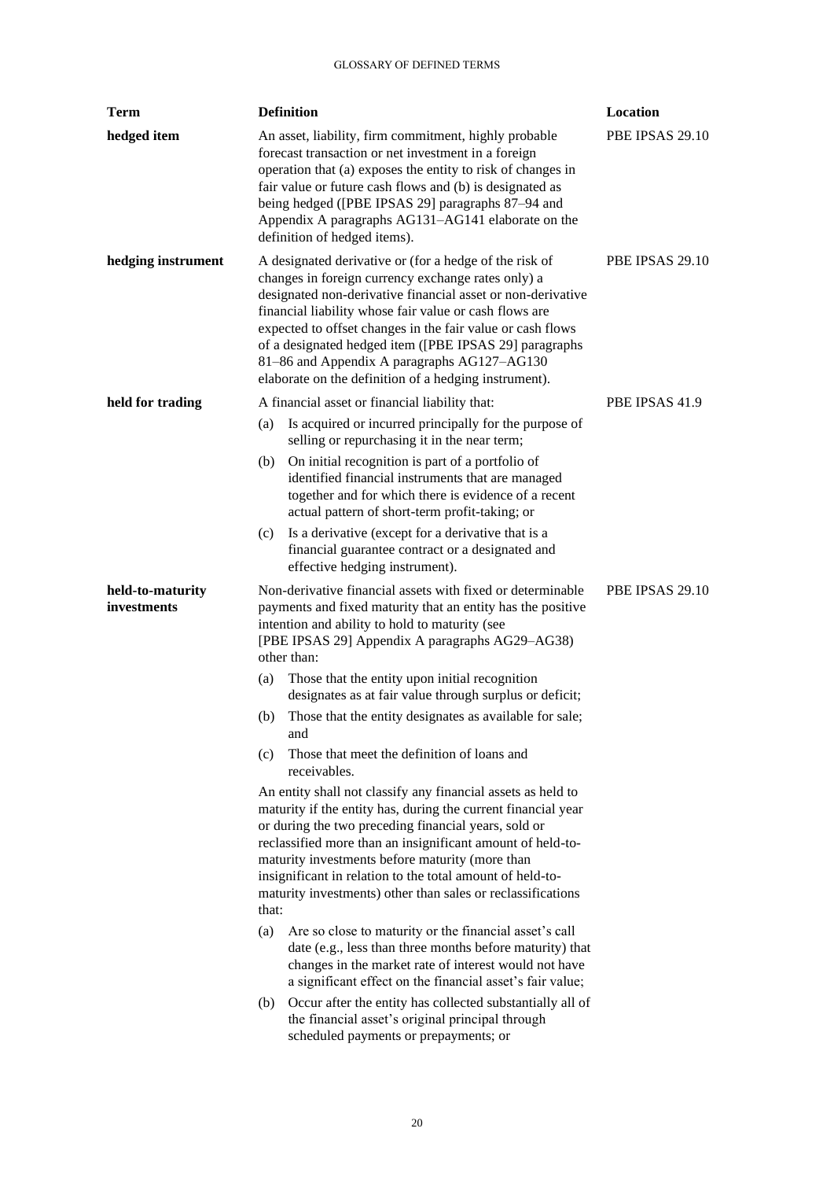| Term | Definition | Location |
|---|---|---|
| **hedged item** | An asset, liability, firm commitment, highly probable forecast transaction or net investment in a foreign operation that (a) exposes the entity to risk of changes in fair value or future cash flows and (b) is designated as being hedged ([PBE IPSAS 29] paragraphs 87–94 and Appendix A paragraphs AG131–AG141 elaborate on the definition of hedged items). | PBE IPSAS 29.10 |
| **hedging instrument** | A designated derivative or (for a hedge of the risk of changes in foreign currency exchange rates only) a designated non-derivative financial asset or non-derivative financial liability whose fair value or cash flows are expected to offset changes in the fair value or cash flows of a designated hedged item ([PBE IPSAS 29] paragraphs 81–86 and Appendix A paragraphs AG127–AG130 elaborate on the definition of a hedging instrument). | PBE IPSAS 29.10 |
| **held for trading** | A financial asset or financial liability that:<br>(a) Is acquired or incurred principally for the purpose of selling or repurchasing it in the near term;<br>(b) On initial recognition is part of a portfolio of identified financial instruments that are managed together and for which there is evidence of a recent actual pattern of short-term profit-taking; or<br>(c) Is a derivative (except for a derivative that is a financial guarantee contract or a designated and effective hedging instrument). | PBE IPSAS 41.9 |
| **held-to-maturity investments** | Non-derivative financial assets with fixed or determinable payments and fixed maturity that an entity has the positive intention and ability to hold to maturity (see [PBE IPSAS 29] Appendix A paragraphs AG29–AG38) other than:<br>(a) Those that the entity upon initial recognition designates as at fair value through surplus or deficit;<br>(b) Those that the entity designates as available for sale; and<br>(c) Those that meet the definition of loans and receivables.<br>An entity shall not classify any financial assets as held to maturity if the entity has, during the current financial year or during the two preceding financial years, sold or reclassified more than an insignificant amount of held-to-maturity investments before maturity (more than insignificant in relation to the total amount of held-to-maturity investments) other than sales or reclassifications that:<br>(a) Are so close to maturity or the financial asset's call date (e.g., less than three months before maturity) that changes in the market rate of interest would not have a significant effect on the financial asset's fair value;<br>(b) Occur after the entity has collected substantially all of the financial asset's original principal through scheduled payments or prepayments; or | PBE IPSAS 29.10 |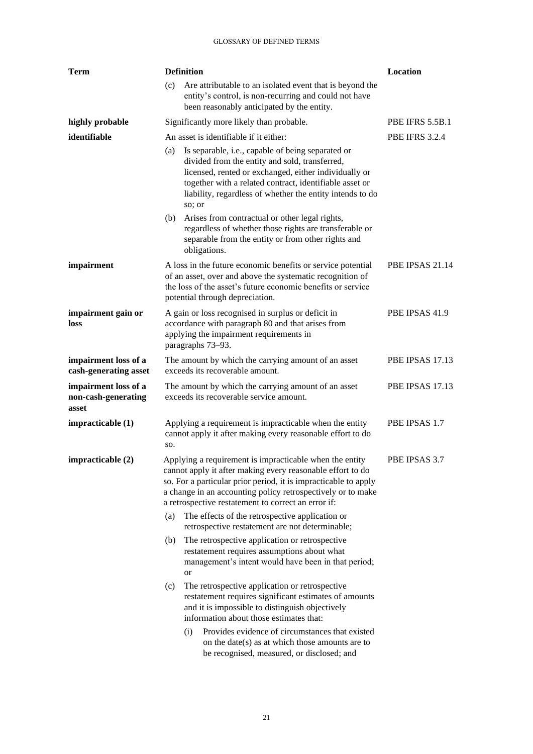| Term | Definition | Location |
|---|---|---|
| | (c) Are attributable to an isolated event that is beyond the entity's control, is non-recurring and could not have been reasonably anticipated by the entity. | |
| **highly probable** | Significantly more likely than probable. | PBE IFRS 5.5B.1 |
| **identifiable** | An asset is identifiable if it either:<br>(a) Is separable, i.e., capable of being separated or divided from the entity and sold, transferred, licensed, rented or exchanged, either individually or together with a related contract, identifiable asset or liability, regardless of whether the entity intends to do so; or<br>(b) Arises from contractual or other legal rights, regardless of whether those rights are transferable or separable from the entity or from other rights and obligations. | PBE IFRS 3.2.4 |
| **impairment** | A loss in the future economic benefits or service potential of an asset, over and above the systematic recognition of the loss of the asset's future economic benefits or service potential through depreciation. | PBE IPSAS 21.14 |
| **impairment gain or loss** | A gain or loss recognised in surplus or deficit in accordance with paragraph 80 and that arises from applying the impairment requirements in paragraphs 73–93. | PBE IPSAS 41.9 |
| **impairment loss of a cash-generating asset** | The amount by which the carrying amount of an asset exceeds its recoverable amount. | PBE IPSAS 17.13 |
| **impairment loss of a non-cash-generating asset** | The amount by which the carrying amount of an asset exceeds its recoverable service amount. | PBE IPSAS 17.13 |
| **impracticable (1)** | Applying a requirement is impracticable when the entity cannot apply it after making every reasonable effort to do so. | PBE IPSAS 1.7 |
| **impracticable (2)** | Applying a requirement is impracticable when the entity cannot apply it after making every reasonable effort to do so. For a particular prior period, it is impracticable to apply a change in an accounting policy retrospectively or to make a retrospective restatement to correct an error if:<br>(a) The effects of the retrospective application or retrospective restatement are not determinable;<br>(b) The retrospective application or retrospective restatement requires assumptions about what management's intent would have been in that period; or<br>(c) The retrospective application or retrospective restatement requires significant estimates of amounts and it is impossible to distinguish objectively information about those estimates that:<br>(i) Provides evidence of circumstances that existed on the date(s) as at which those amounts are to be recognised, measured, or disclosed; and | PBE IPSAS 3.7 |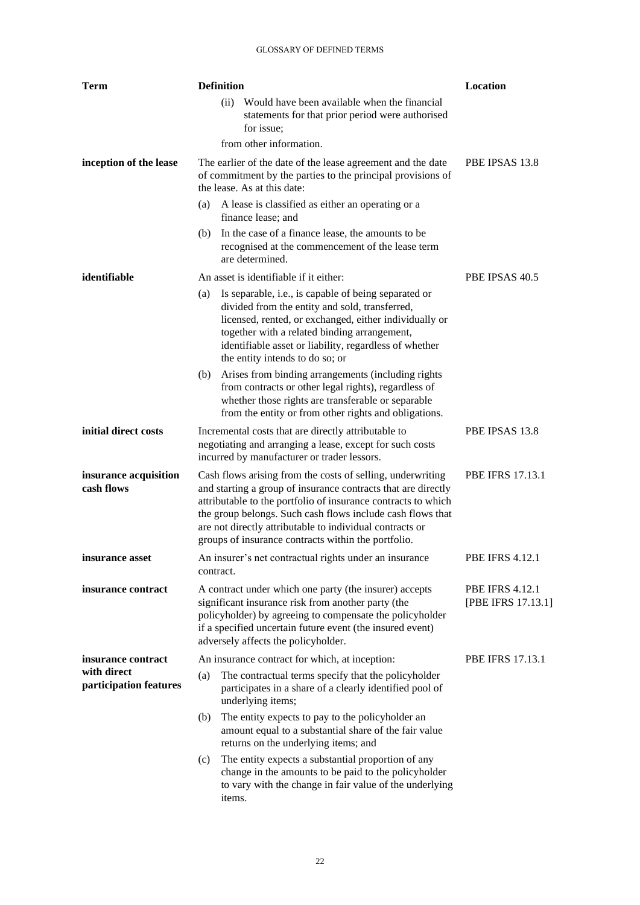| Term | Definition | Location |
|---|---|---|
| | (ii) Would have been available when the financial statements for that prior period were authorised for issue;<br>from other information. | |
| **inception of the lease** | The earlier of the date of the lease agreement and the date of commitment by the parties to the principal provisions of the lease. As at this date:<br>(a) A lease is classified as either an operating or a finance lease; and<br>(b) In the case of a finance lease, the amounts to be recognised at the commencement of the lease term are determined. | PBE IPSAS 13.8 |
| **identifiable** | An asset is identifiable if it either:<br>(a) Is separable, i.e., is capable of being separated or divided from the entity and sold, transferred, licensed, rented, or exchanged, either individually or together with a related binding arrangement, identifiable asset or liability, regardless of whether the entity intends to do so; or<br>(b) Arises from binding arrangements (including rights from contracts or other legal rights), regardless of whether those rights are transferable or separable from the entity or from other rights and obligations. | PBE IPSAS 40.5 |
| **initial direct costs** | Incremental costs that are directly attributable to negotiating and arranging a lease, except for such costs incurred by manufacturer or trader lessors. | PBE IPSAS 13.8 |
| **insurance acquisition cash flows** | Cash flows arising from the costs of selling, underwriting and starting a group of insurance contracts that are directly attributable to the portfolio of insurance contracts to which the group belongs. Such cash flows include cash flows that are not directly attributable to individual contracts or groups of insurance contracts within the portfolio. | PBE IFRS 17.13.1 |
| **insurance asset** | An insurer's net contractual rights under an insurance contract. | PBE IFRS 4.12.1 |
| **insurance contract** | A contract under which one party (the insurer) accepts significant insurance risk from another party (the policyholder) by agreeing to compensate the policyholder if a specified uncertain future event (the insured event) adversely affects the policyholder. | PBE IFRS 4.12.1 [PBE IFRS 17.13.1] |
| **insurance contract with direct participation features** | An insurance contract for which, at inception:<br>(a) The contractual terms specify that the policyholder participates in a share of a clearly identified pool of underlying items;<br>(b) The entity expects to pay to the policyholder an amount equal to a substantial share of the fair value returns on the underlying items; and<br>(c) The entity expects a substantial proportion of any change in the amounts to be paid to the policyholder to vary with the change in fair value of the underlying items. | PBE IFRS 17.13.1 |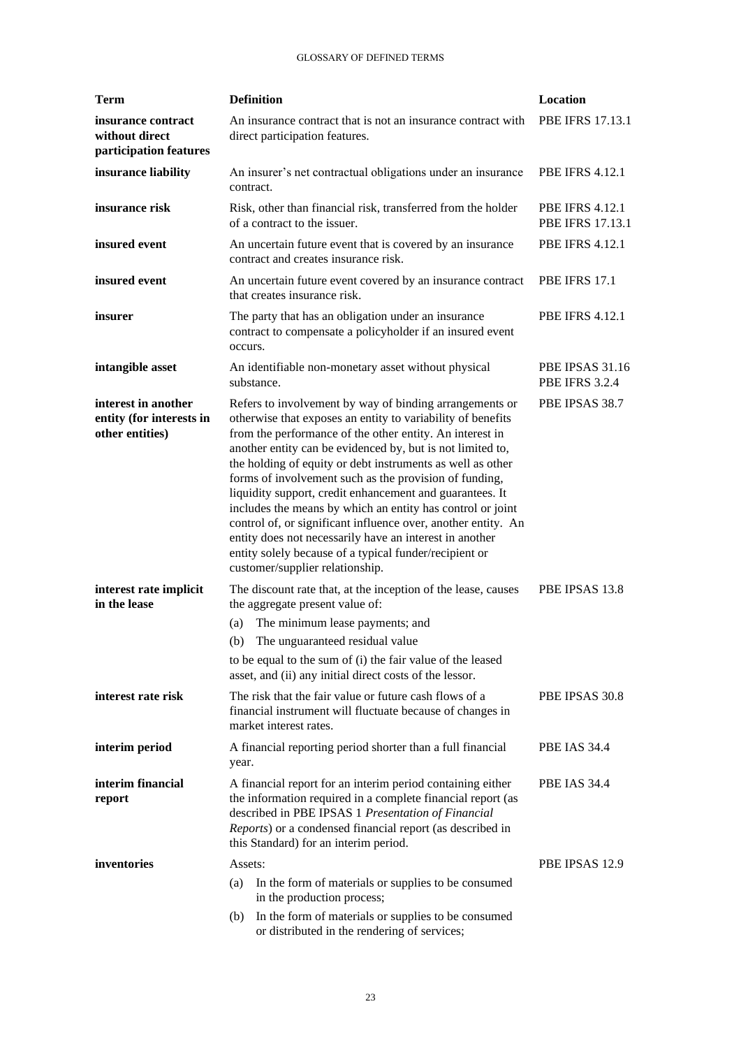| Term | Definition | Location |
| --- | --- | --- |
| **insurance contract without direct participation features** | An insurance contract that is not an insurance contract with direct participation features. | PBE IFRS 17.13.1 |
| **insurance liability** | An insurer's net contractual obligations under an insurance contract. | PBE IFRS 4.12.1 |
| **insurance risk** | Risk, other than financial risk, transferred from the holder of a contract to the issuer. | PBE IFRS 4.12.1<br>PBE IFRS 17.13.1 |
| **insured event** | An uncertain future event that is covered by an insurance contract and creates insurance risk. | PBE IFRS 4.12.1 |
| **insured event** | An uncertain future event covered by an insurance contract that creates insurance risk. | PBE IFRS 17.1 |
| **insurer** | The party that has an obligation under an insurance contract to compensate a policyholder if an insured event occurs. | PBE IFRS 4.12.1 |
| **intangible asset** | An identifiable non-monetary asset without physical substance. | PBE IPSAS 31.16<br>PBE IFRS 3.2.4 |
| **interest in another entity (for interests in other entities)** | Refers to involvement by way of binding arrangements or otherwise that exposes an entity to variability of benefits from the performance of the other entity. An interest in another entity can be evidenced by, but is not limited to, the holding of equity or debt instruments as well as other forms of involvement such as the provision of funding, liquidity support, credit enhancement and guarantees. It includes the means by which an entity has control or joint control of, or significant influence over, another entity. An entity does not necessarily have an interest in another entity solely because of a typical funder/recipient or customer/supplier relationship. | PBE IPSAS 38.7 |
| **interest rate implicit in the lease** | The discount rate that, at the inception of the lease, causes the aggregate present value of:<br>(a) The minimum lease payments; and<br>(b) The unguaranteed residual value<br>to be equal to the sum of (i) the fair value of the leased asset, and (ii) any initial direct costs of the lessor. | PBE IPSAS 13.8 |
| **interest rate risk** | The risk that the fair value or future cash flows of a financial instrument will fluctuate because of changes in market interest rates. | PBE IPSAS 30.8 |
| **interim period** | A financial reporting period shorter than a full financial year. | PBE IAS 34.4 |
| **interim financial report** | A financial report for an interim period containing either the information required in a complete financial report (as described in PBE IPSAS 1 *Presentation of Financial Reports*) or a condensed financial report (as described in this Standard) for an interim period. | PBE IAS 34.4 |
| **inventories** | Assets:<br>(a) In the form of materials or supplies to be consumed in the production process;<br>(b) In the form of materials or supplies to be consumed or distributed in the rendering of services; | PBE IPSAS 12.9 |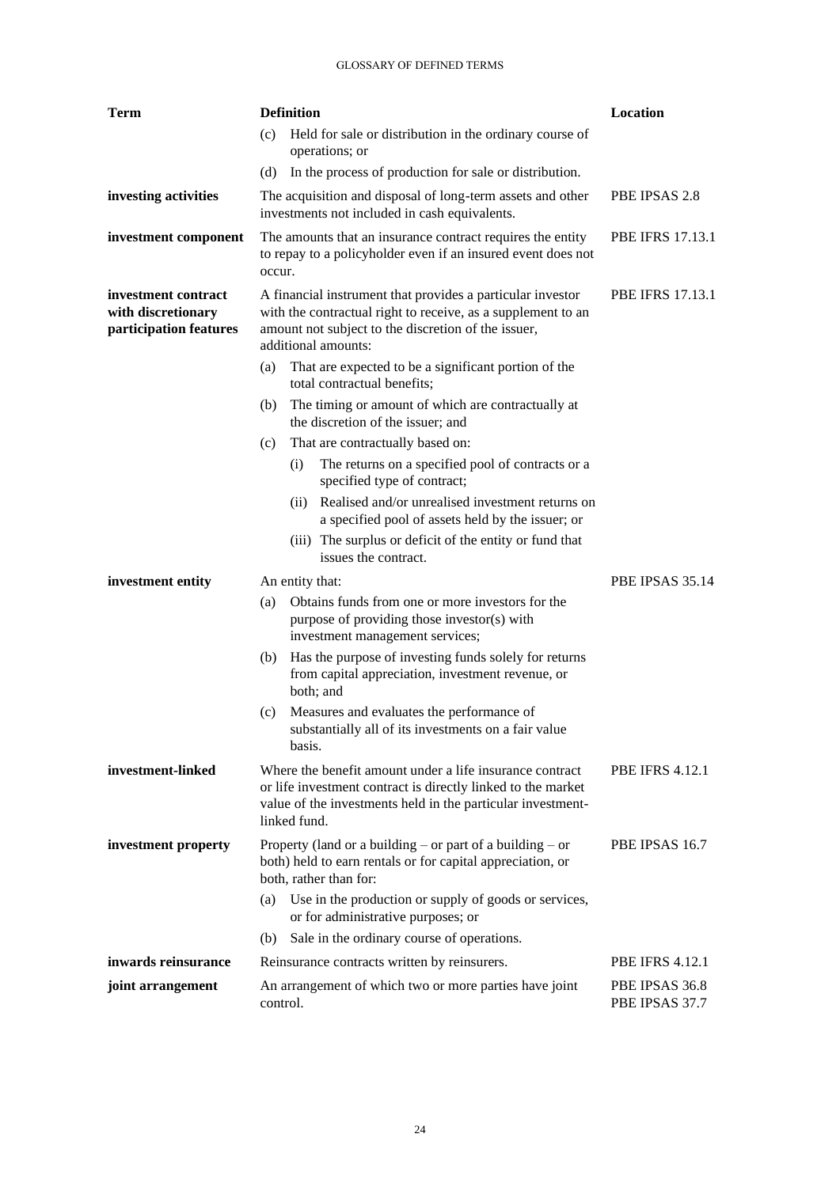| Term | Definition | Location |
|---|---|---|
| | (c) Held for sale or distribution in the ordinary course of operations; or<br>(d) In the process of production for sale or distribution. | |
| **investing activities** | The acquisition and disposal of long-term assets and other investments not included in cash equivalents. | PBE IPSAS 2.8 |
| **investment component** | The amounts that an insurance contract requires the entity to repay to a policyholder even if an insured event does not occur. | PBE IFRS 17.13.1 |
| **investment contract with discretionary participation features** | A financial instrument that provides a particular investor with the contractual right to receive, as a supplement to an amount not subject to the discretion of the issuer, additional amounts:<br>(a) That are expected to be a significant portion of the total contractual benefits;<br>(b) The timing or amount of which are contractually at the discretion of the issuer; and<br>(c) That are contractually based on:<br>(i) The returns on a specified pool of contracts or a specified type of contract;<br>(ii) Realised and/or unrealised investment returns on a specified pool of assets held by the issuer; or<br>(iii) The surplus or deficit of the entity or fund that issues the contract. | PBE IFRS 17.13.1 |
| **investment entity** | An entity that:<br>(a) Obtains funds from one or more investors for the purpose of providing those investor(s) with investment management services;<br>(b) Has the purpose of investing funds solely for returns from capital appreciation, investment revenue, or both; and<br>(c) Measures and evaluates the performance of substantially all of its investments on a fair value basis. | PBE IPSAS 35.14 |
| **investment-linked** | Where the benefit amount under a life insurance contract or life investment contract is directly linked to the market value of the investments held in the particular investment-linked fund. | PBE IFRS 4.12.1 |
| **investment property** | Property (land or a building – or part of a building – or both) held to earn rentals or for capital appreciation, or both, rather than for:<br>(a) Use in the production or supply of goods or services, or for administrative purposes; or<br>(b) Sale in the ordinary course of operations. | PBE IPSAS 16.7 |
| **inwards reinsurance** | Reinsurance contracts written by reinsurers. | PBE IFRS 4.12.1 |
| **joint arrangement** | An arrangement of which two or more parties have joint control. | PBE IPSAS 36.8<br>PBE IPSAS 37.7 |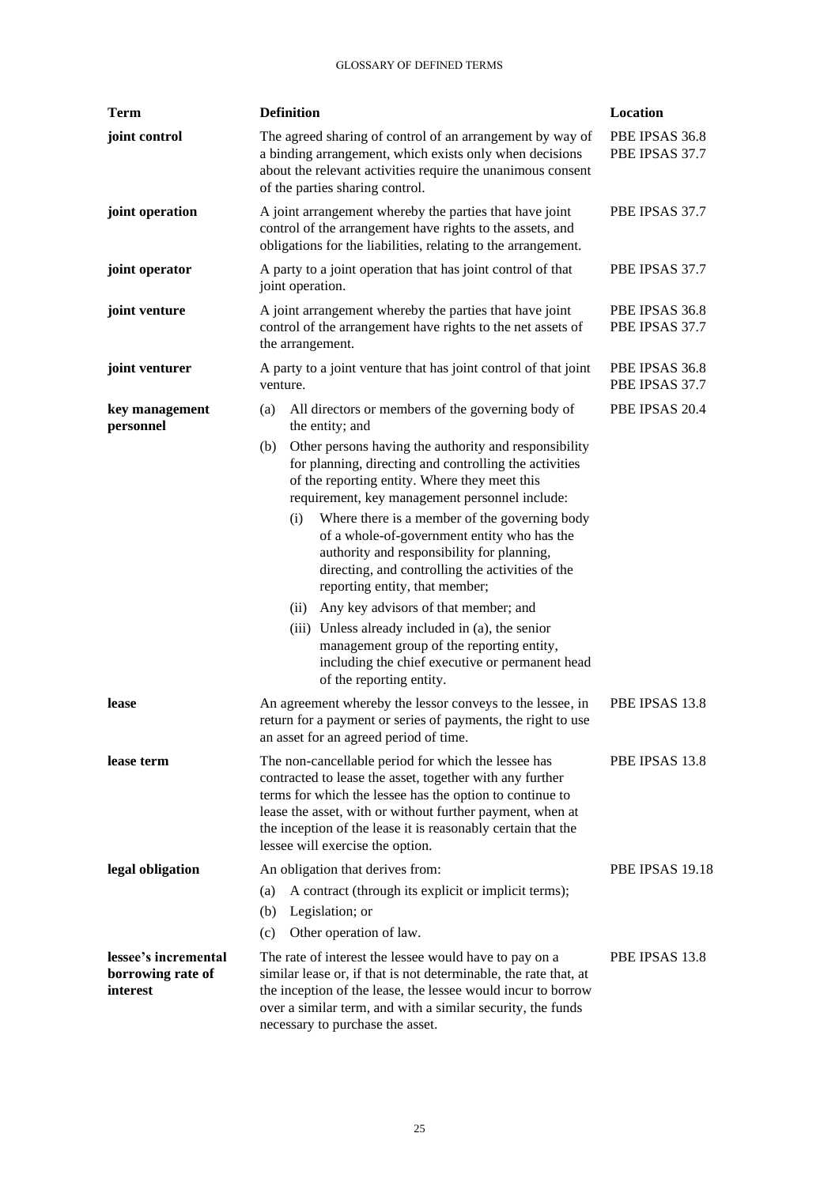| Term | Definition | Location |
|---|---|---|
| **joint control** | The agreed sharing of control of an arrangement by way of a binding arrangement, which exists only when decisions about the relevant activities require the unanimous consent of the parties sharing control. | PBE IPSAS 36.8<br>PBE IPSAS 37.7 |
| **joint operation** | A joint arrangement whereby the parties that have joint control of the arrangement have rights to the assets, and obligations for the liabilities, relating to the arrangement. | PBE IPSAS 37.7 |
| **joint operator** | A party to a joint operation that has joint control of that joint operation. | PBE IPSAS 37.7 |
| **joint venture** | A joint arrangement whereby the parties that have joint control of the arrangement have rights to the net assets of the arrangement. | PBE IPSAS 36.8<br>PBE IPSAS 37.7 |
| **joint venturer** | A party to a joint venture that has joint control of that joint venture. | PBE IPSAS 36.8<br>PBE IPSAS 37.7 |
| **key management personnel** | (a) All directors or members of the governing body of the entity; and<br>(b) Other persons having the authority and responsibility for planning, directing and controlling the activities of the reporting entity. Where they meet this requirement, key management personnel include:<br>(i) Where there is a member of the governing body of a whole-of-government entity who has the authority and responsibility for planning, directing, and controlling the activities of the reporting entity, that member;<br>(ii) Any key advisors of that member; and<br>(iii) Unless already included in (a), the senior management group of the reporting entity, including the chief executive or permanent head of the reporting entity. | PBE IPSAS 20.4 |
| **lease** | An agreement whereby the lessor conveys to the lessee, in return for a payment or series of payments, the right to use an asset for an agreed period of time. | PBE IPSAS 13.8 |
| **lease term** | The non-cancellable period for which the lessee has contracted to lease the asset, together with any further terms for which the lessee has the option to continue to lease the asset, with or without further payment, when at the inception of the lease it is reasonably certain that the lessee will exercise the option. | PBE IPSAS 13.8 |
| **legal obligation** | An obligation that derives from:<br>(a) A contract (through its explicit or implicit terms);<br>(b) Legislation; or<br>(c) Other operation of law. | PBE IPSAS 19.18 |
| **lessee's incremental borrowing rate of interest** | The rate of interest the lessee would have to pay on a similar lease or, if that is not determinable, the rate that, at the inception of the lease, the lessee would incur to borrow over a similar term, and with a similar security, the funds necessary to purchase the asset. | PBE IPSAS 13.8 |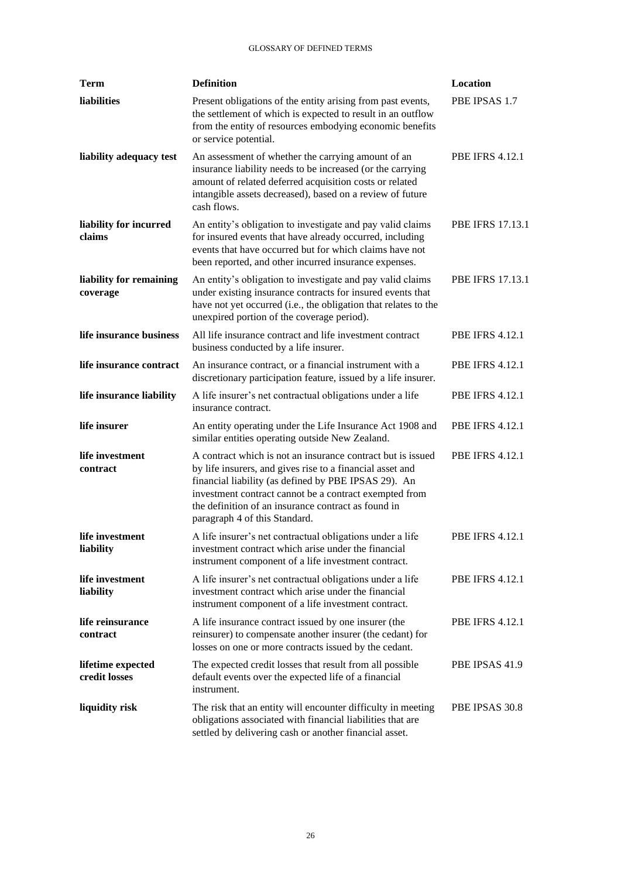| Term | Definition | Location |
|---|---|---|
| **liabilities** | Present obligations of the entity arising from past events, the settlement of which is expected to result in an outflow from the entity of resources embodying economic benefits or service potential. | PBE IPSAS 1.7 |
| **liability adequacy test** | An assessment of whether the carrying amount of an insurance liability needs to be increased (or the carrying amount of related deferred acquisition costs or related intangible assets decreased), based on a review of future cash flows. | PBE IFRS 4.12.1 |
| **liability for incurred claims** | An entity's obligation to investigate and pay valid claims for insured events that have already occurred, including events that have occurred but for which claims have not been reported, and other incurred insurance expenses. | PBE IFRS 17.13.1 |
| **liability for remaining coverage** | An entity's obligation to investigate and pay valid claims under existing insurance contracts for insured events that have not yet occurred (i.e., the obligation that relates to the unexpired portion of the coverage period). | PBE IFRS 17.13.1 |
| **life insurance business** | All life insurance contract and life investment contract business conducted by a life insurer. | PBE IFRS 4.12.1 |
| **life insurance contract** | An insurance contract, or a financial instrument with a discretionary participation feature, issued by a life insurer. | PBE IFRS 4.12.1 |
| **life insurance liability** | A life insurer's net contractual obligations under a life insurance contract. | PBE IFRS 4.12.1 |
| **life insurer** | An entity operating under the Life Insurance Act 1908 and similar entities operating outside New Zealand. | PBE IFRS 4.12.1 |
| **life investment contract** | A contract which is not an insurance contract but is issued by life insurers, and gives rise to a financial asset and financial liability (as defined by PBE IPSAS 29). An investment contract cannot be a contract exempted from the definition of an insurance contract as found in paragraph 4 of this Standard. | PBE IFRS 4.12.1 |
| **life investment liability** | A life insurer's net contractual obligations under a life investment contract which arise under the financial instrument component of a life investment contract. | PBE IFRS 4.12.1 |
| **life investment liability** | A life insurer's net contractual obligations under a life investment contract which arise under the financial instrument component of a life investment contract. | PBE IFRS 4.12.1 |
| **life reinsurance contract** | A life insurance contract issued by one insurer (the reinsurer) to compensate another insurer (the cedant) for losses on one or more contracts issued by the cedant. | PBE IFRS 4.12.1 |
| **lifetime expected credit losses** | The expected credit losses that result from all possible default events over the expected life of a financial instrument. | PBE IPSAS 41.9 |
| **liquidity risk** | The risk that an entity will encounter difficulty in meeting obligations associated with financial liabilities that are settled by delivering cash or another financial asset. | PBE IPSAS 30.8 |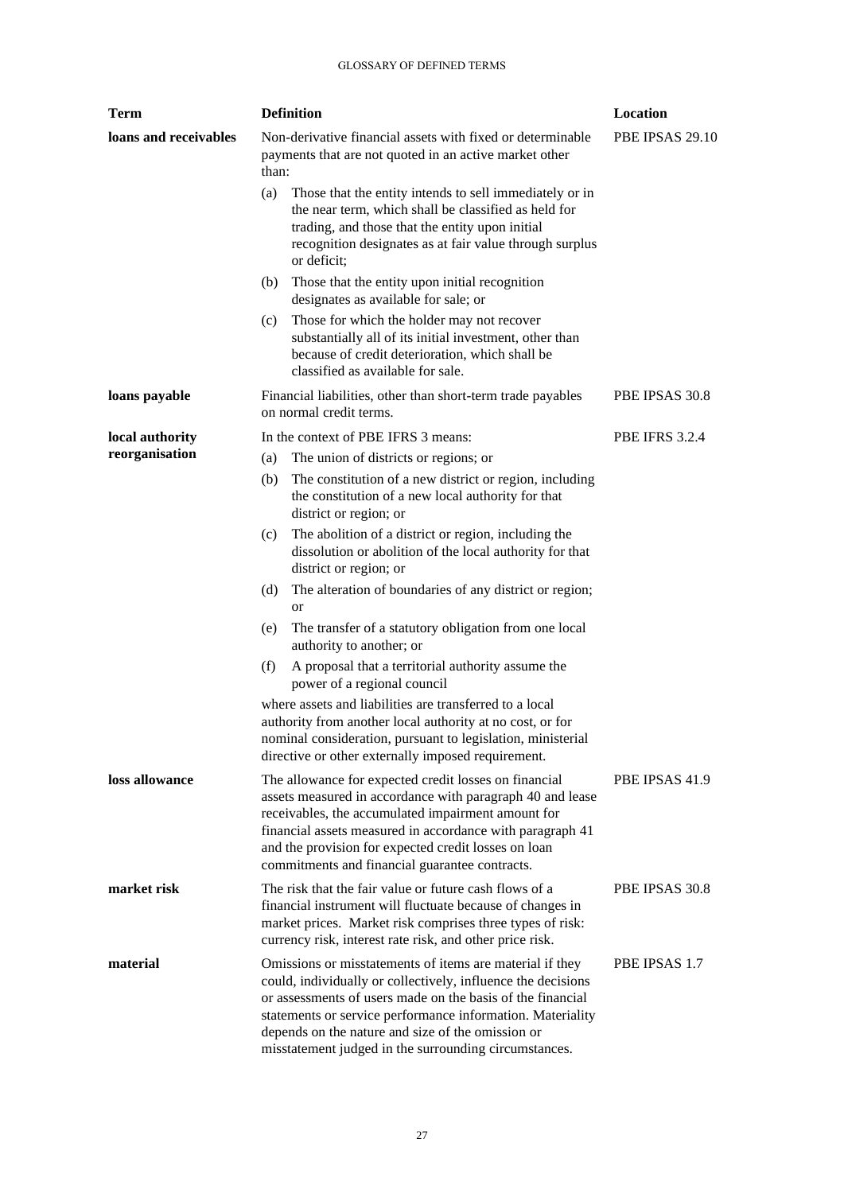| Term | Definition | Location |
|---|---|---|
| **loans and receivables** | Non-derivative financial assets with fixed or determinable payments that are not quoted in an active market other than:<br>(a) Those that the entity intends to sell immediately or in the near term, which shall be classified as held for trading, and those that the entity upon initial recognition designates as at fair value through surplus or deficit;<br>(b) Those that the entity upon initial recognition designates as available for sale; or<br>(c) Those for which the holder may not recover substantially all of its initial investment, other than because of credit deterioration, which shall be classified as available for sale. | PBE IPSAS 29.10 |
| **loans payable** | Financial liabilities, other than short-term trade payables on normal credit terms. | PBE IPSAS 30.8 |
| **local authority reorganisation** | In the context of PBE IFRS 3 means:<br>(a) The union of districts or regions; or<br>(b) The constitution of a new district or region, including the constitution of a new local authority for that district or region; or<br>(c) The abolition of a district or region, including the dissolution or abolition of the local authority for that district or region; or<br>(d) The alteration of boundaries of any district or region; or<br>(e) The transfer of a statutory obligation from one local authority to another; or<br>(f) A proposal that a territorial authority assume the power of a regional council<br>where assets and liabilities are transferred to a local authority from another local authority at no cost, or for nominal consideration, pursuant to legislation, ministerial directive or other externally imposed requirement. | PBE IFRS 3.2.4 |
| **loss allowance** | The allowance for expected credit losses on financial assets measured in accordance with paragraph 40 and lease receivables, the accumulated impairment amount for financial assets measured in accordance with paragraph 41 and the provision for expected credit losses on loan commitments and financial guarantee contracts. | PBE IPSAS 41.9 |
| **market risk** | The risk that the fair value or future cash flows of a financial instrument will fluctuate because of changes in market prices. Market risk comprises three types of risk: currency risk, interest rate risk, and other price risk. | PBE IPSAS 30.8 |
| **material** | Omissions or misstatements of items are material if they could, individually or collectively, influence the decisions or assessments of users made on the basis of the financial statements or service performance information. Materiality depends on the nature and size of the omission or misstatement judged in the surrounding circumstances. | PBE IPSAS 1.7 |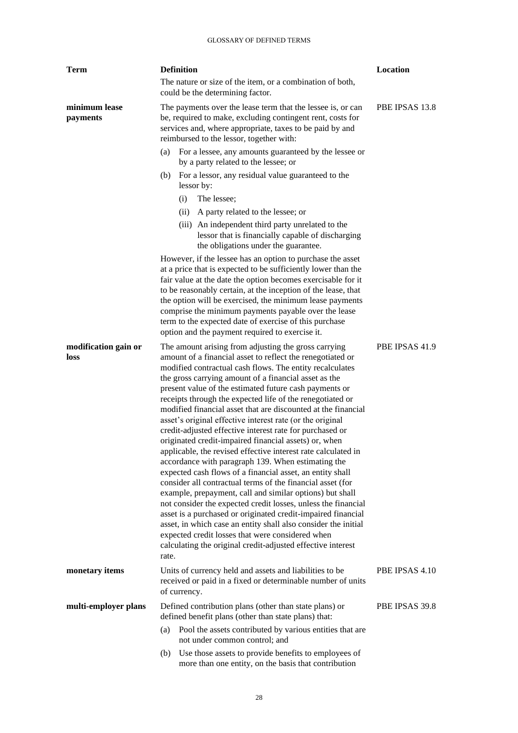| Term | Definition | Location |
|---|---|---|
| | The nature or size of the item, or a combination of both, could be the determining factor. | |
| **minimum lease payments** | The payments over the lease term that the lessee is, or can be, required to make, excluding contingent rent, costs for services and, where appropriate, taxes to be paid by and reimbursed to the lessor, together with:<br>(a) For a lessee, any amounts guaranteed by the lessee or by a party related to the lessee; or<br>(b) For a lessor, any residual value guaranteed to the lessor by:<br>(i) The lessee;<br>(ii) A party related to the lessee; or<br>(iii) An independent third party unrelated to the lessor that is financially capable of discharging the obligations under the guarantee.<br>However, if the lessee has an option to purchase the asset at a price that is expected to be sufficiently lower than the fair value at the date the option becomes exercisable for it to be reasonably certain, at the inception of the lease, that the option will be exercised, the minimum lease payments comprise the minimum payments payable over the lease term to the expected date of exercise of this purchase option and the payment required to exercise it. | PBE IPSAS 13.8 |
| **modification gain or loss** | The amount arising from adjusting the gross carrying amount of a financial asset to reflect the renegotiated or modified contractual cash flows. The entity recalculates the gross carrying amount of a financial asset as the present value of the estimated future cash payments or receipts through the expected life of the renegotiated or modified financial asset that are discounted at the financial asset's original effective interest rate (or the original credit-adjusted effective interest rate for purchased or originated credit-impaired financial assets) or, when applicable, the revised effective interest rate calculated in accordance with paragraph 139. When estimating the expected cash flows of a financial asset, an entity shall consider all contractual terms of the financial asset (for example, prepayment, call and similar options) but shall not consider the expected credit losses, unless the financial asset is a purchased or originated credit-impaired financial asset, in which case an entity shall also consider the initial expected credit losses that were considered when calculating the original credit-adjusted effective interest rate. | PBE IPSAS 41.9 |
| **monetary items** | Units of currency held and assets and liabilities to be received or paid in a fixed or determinable number of units of currency. | PBE IPSAS 4.10 |
| **multi-employer plans** | Defined contribution plans (other than state plans) or defined benefit plans (other than state plans) that:<br>(a) Pool the assets contributed by various entities that are not under common control; and<br>(b) Use those assets to provide benefits to employees of more than one entity, on the basis that contribution | PBE IPSAS 39.8 |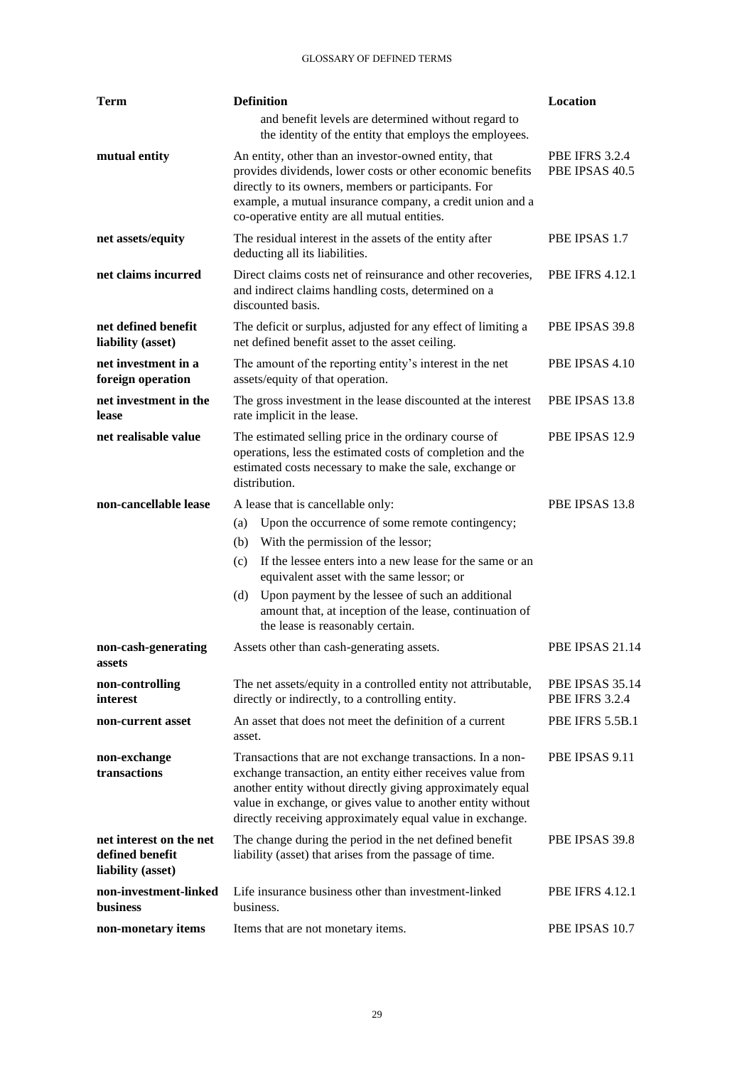| Term | Definition | Location |
|---|---|---|
| | and benefit levels are determined without regard to the identity of the entity that employs the employees. | |
| **mutual entity** | An entity, other than an investor-owned entity, that provides dividends, lower costs or other economic benefits directly to its owners, members or participants. For example, a mutual insurance company, a credit union and a co-operative entity are all mutual entities. | PBE IFRS 3.2.4 PBE IPSAS 40.5 |
| **net assets/equity** | The residual interest in the assets of the entity after deducting all its liabilities. | PBE IPSAS 1.7 |
| **net claims incurred** | Direct claims costs net of reinsurance and other recoveries, and indirect claims handling costs, determined on a discounted basis. | PBE IFRS 4.12.1 |
| **net defined benefit liability (asset)** | The deficit or surplus, adjusted for any effect of limiting a net defined benefit asset to the asset ceiling. | PBE IPSAS 39.8 |
| **net investment in a foreign operation** | The amount of the reporting entity's interest in the net assets/equity of that operation. | PBE IPSAS 4.10 |
| **net investment in the lease** | The gross investment in the lease discounted at the interest rate implicit in the lease. | PBE IPSAS 13.8 |
| **net realisable value** | The estimated selling price in the ordinary course of operations, less the estimated costs of completion and the estimated costs necessary to make the sale, exchange or distribution. | PBE IPSAS 12.9 |
| **non-cancellable lease** | A lease that is cancellable only: (a) Upon the occurrence of some remote contingency; (b) With the permission of the lessor; (c) If the lessee enters into a new lease for the same or an equivalent asset with the same lessor; or (d) Upon payment by the lessee of such an additional amount that, at inception of the lease, continuation of the lease is reasonably certain. | PBE IPSAS 13.8 |
| **non-cash-generating assets** | Assets other than cash-generating assets. | PBE IPSAS 21.14 |
| **non-controlling interest** | The net assets/equity in a controlled entity not attributable, directly or indirectly, to a controlling entity. | PBE IPSAS 35.14 PBE IFRS 3.2.4 |
| **non-current asset** | An asset that does not meet the definition of a current asset. | PBE IFRS 5.5B.1 |
| **non-exchange transactions** | Transactions that are not exchange transactions. In a non-exchange transaction, an entity either receives value from another entity without directly giving approximately equal value in exchange, or gives value to another entity without directly receiving approximately equal value in exchange. | PBE IPSAS 9.11 |
| **net interest on the net defined benefit liability (asset)** | The change during the period in the net defined benefit liability (asset) that arises from the passage of time. | PBE IPSAS 39.8 |
| **non-investment-linked business** | Life insurance business other than investment-linked business. | PBE IFRS 4.12.1 |
| **non-monetary items** | Items that are not monetary items. | PBE IPSAS 10.7 |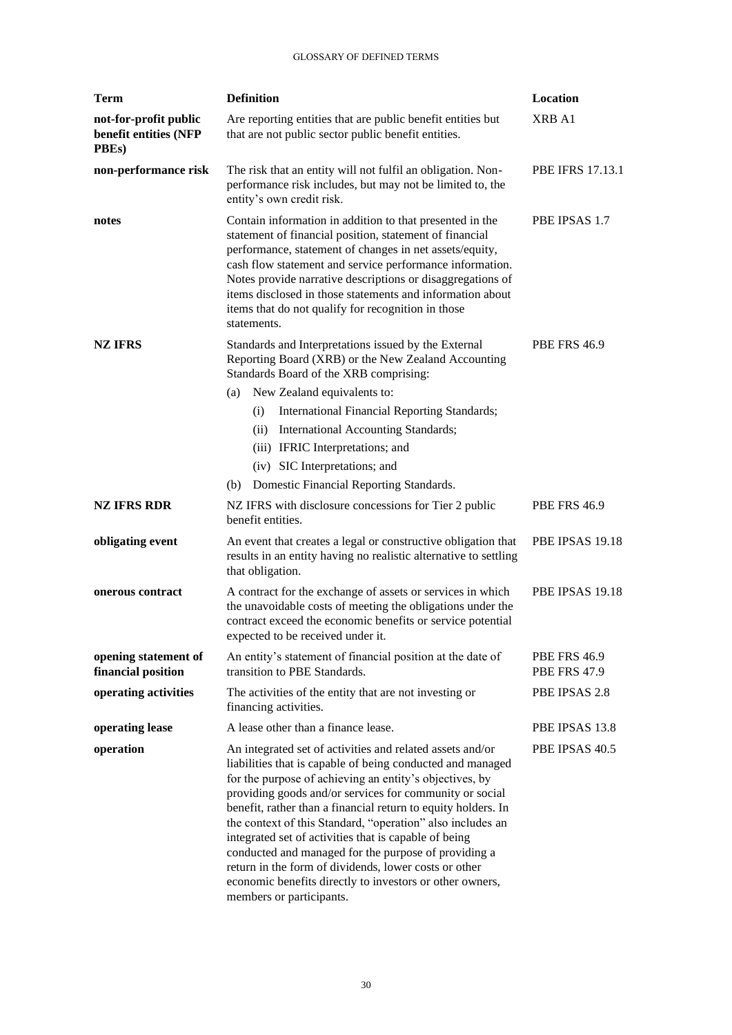| Term | Definition | Location |
|---|---|---|
| **not-for-profit public benefit entities (NFP PBEs)** | Are reporting entities that are public benefit entities but that are not public sector public benefit entities. | XRB A1 |
| **non-performance risk** | The risk that an entity will not fulfil an obligation. Non-performance risk includes, but may not be limited to, the entity's own credit risk. | PBE IFRS 17.13.1 |
| **notes** | Contain information in addition to that presented in the statement of financial position, statement of financial performance, statement of changes in net assets/equity, cash flow statement and service performance information. Notes provide narrative descriptions or disaggregations of items disclosed in those statements and information about items that do not qualify for recognition in those statements. | PBE IPSAS 1.7 |
| **NZ IFRS** | Standards and Interpretations issued by the External Reporting Board (XRB) or the New Zealand Accounting Standards Board of the XRB comprising:<br>(a) New Zealand equivalents to:<br>(i) International Financial Reporting Standards;<br>(ii) International Accounting Standards;<br>(iii) IFRIC Interpretations; and<br>(iv) SIC Interpretations; and<br>(b) Domestic Financial Reporting Standards. | PBE FRS 46.9 |
| **NZ IFRS RDR** | NZ IFRS with disclosure concessions for Tier 2 public benefit entities. | PBE FRS 46.9 |
| **obligating event** | An event that creates a legal or constructive obligation that results in an entity having no realistic alternative to settling that obligation. | PBE IPSAS 19.18 |
| **onerous contract** | A contract for the exchange of assets or services in which the unavoidable costs of meeting the obligations under the contract exceed the economic benefits or service potential expected to be received under it. | PBE IPSAS 19.18 |
| **opening statement of financial position** | An entity's statement of financial position at the date of transition to PBE Standards. | PBE FRS 46.9<br>PBE FRS 47.9 |
| **operating activities** | The activities of the entity that are not investing or financing activities. | PBE IPSAS 2.8 |
| **operating lease** | A lease other than a finance lease. | PBE IPSAS 13.8 |
| **operation** | An integrated set of activities and related assets and/or liabilities that is capable of being conducted and managed for the purpose of achieving an entity's objectives, by providing goods and/or services for community or social benefit, rather than a financial return to equity holders. In the context of this Standard, "operation" also includes an integrated set of activities that is capable of being conducted and managed for the purpose of providing a return in the form of dividends, lower costs or other economic benefits directly to investors or other owners, members or participants. | PBE IPSAS 40.5 |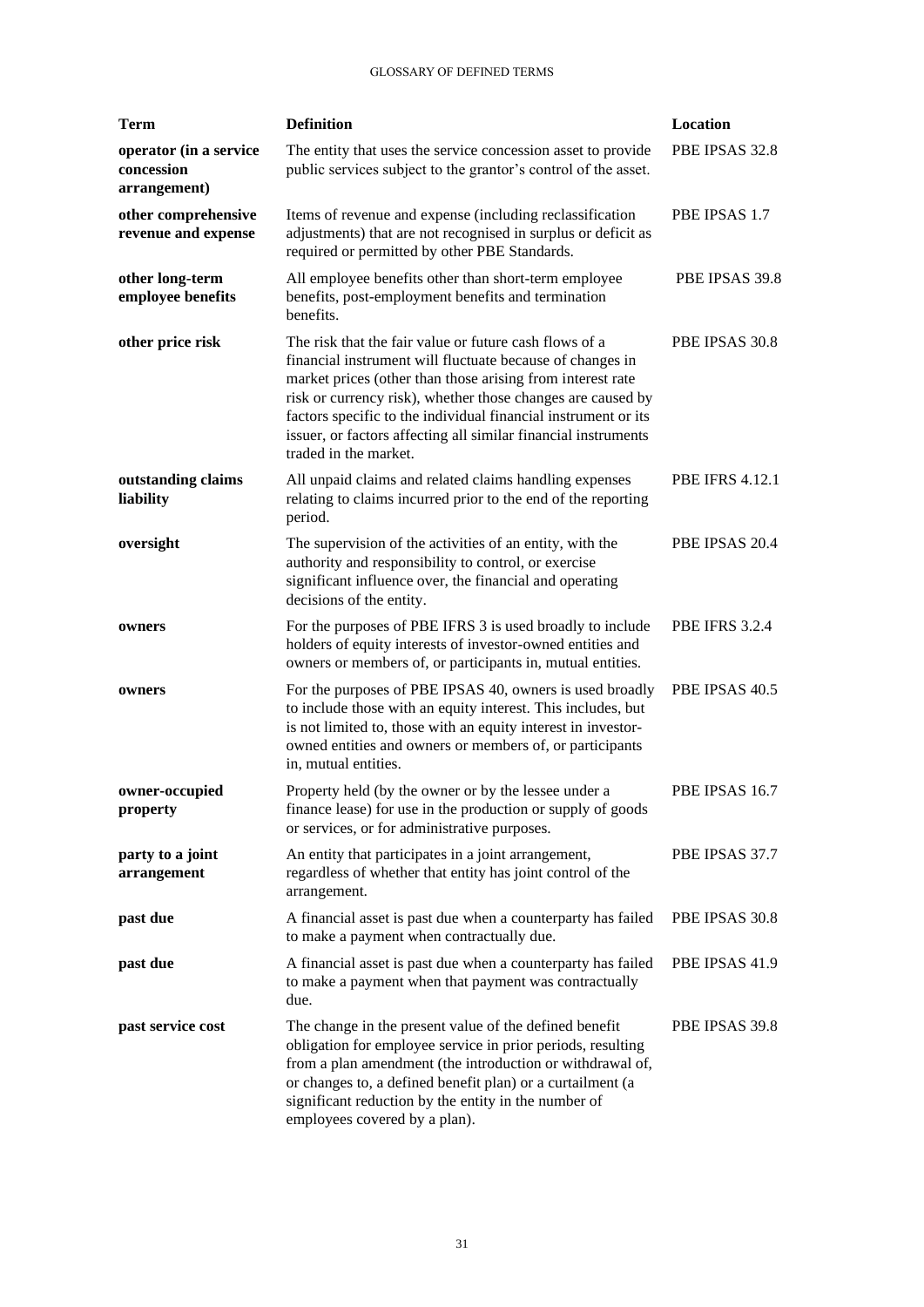| Term | Definition | Location |
|---|---|---|
| **operator (in a service concession arrangement)** | The entity that uses the service concession asset to provide public services subject to the grantor's control of the asset. | PBE IPSAS 32.8 |
| **other comprehensive revenue and expense** | Items of revenue and expense (including reclassification adjustments) that are not recognised in surplus or deficit as required or permitted by other PBE Standards. | PBE IPSAS 1.7 |
| **other long-term employee benefits** | All employee benefits other than short-term employee benefits, post-employment benefits and termination benefits. | PBE IPSAS 39.8 |
| **other price risk** | The risk that the fair value or future cash flows of a financial instrument will fluctuate because of changes in market prices (other than those arising from interest rate risk or currency risk), whether those changes are caused by factors specific to the individual financial instrument or its issuer, or factors affecting all similar financial instruments traded in the market. | PBE IPSAS 30.8 |
| **outstanding claims liability** | All unpaid claims and related claims handling expenses relating to claims incurred prior to the end of the reporting period. | PBE IFRS 4.12.1 |
| **oversight** | The supervision of the activities of an entity, with the authority and responsibility to control, or exercise significant influence over, the financial and operating decisions of the entity. | PBE IPSAS 20.4 |
| **owners** | For the purposes of PBE IFRS 3 is used broadly to include holders of equity interests of investor-owned entities and owners or members of, or participants in, mutual entities. | PBE IFRS 3.2.4 |
| **owners** | For the purposes of PBE IPSAS 40, owners is used broadly to include those with an equity interest. This includes, but is not limited to, those with an equity interest in investor-owned entities and owners or members of, or participants in, mutual entities. | PBE IPSAS 40.5 |
| **owner-occupied property** | Property held (by the owner or by the lessee under a finance lease) for use in the production or supply of goods or services, or for administrative purposes. | PBE IPSAS 16.7 |
| **party to a joint arrangement** | An entity that participates in a joint arrangement, regardless of whether that entity has joint control of the arrangement. | PBE IPSAS 37.7 |
| **past due** | A financial asset is past due when a counterparty has failed to make a payment when contractually due. | PBE IPSAS 30.8 |
| **past due** | A financial asset is past due when a counterparty has failed to make a payment when that payment was contractually due. | PBE IPSAS 41.9 |
| **past service cost** | The change in the present value of the defined benefit obligation for employee service in prior periods, resulting from a plan amendment (the introduction or withdrawal of, or changes to, a defined benefit plan) or a curtailment (a significant reduction by the entity in the number of employees covered by a plan). | PBE IPSAS 39.8 |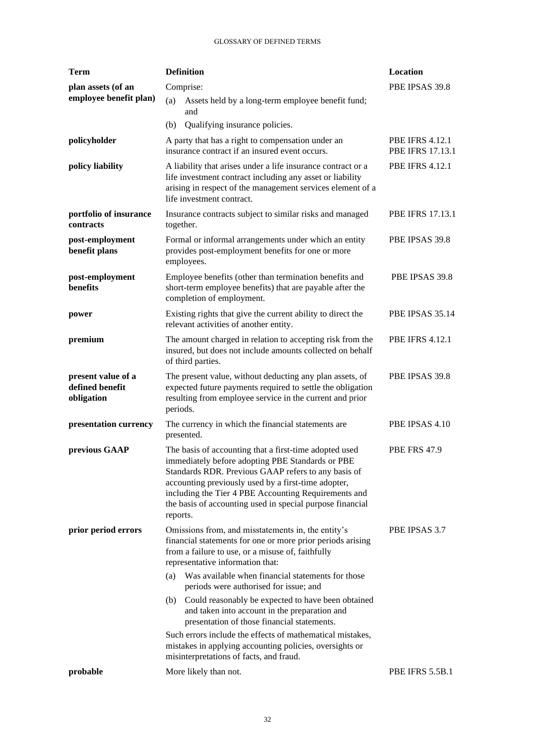| Term | Definition | Location |
| --- | --- | --- |
| **plan assets (of an employee benefit plan)** | Comprise:<br>(a) Assets held by a long-term employee benefit fund; and<br>(b) Qualifying insurance policies. | PBE IPSAS 39.8 |
| **policyholder** | A party that has a right to compensation under an insurance contract if an insured event occurs. | PBE IFRS 4.12.1<br>PBE IFRS 17.13.1 |
| **policy liability** | A liability that arises under a life insurance contract or a life investment contract including any asset or liability arising in respect of the management services element of a life investment contract. | PBE IFRS 4.12.1 |
| **portfolio of insurance contracts** | Insurance contracts subject to similar risks and managed together. | PBE IFRS 17.13.1 |
| **post-employment benefit plans** | Formal or informal arrangements under which an entity provides post-employment benefits for one or more employees. | PBE IPSAS 39.8 |
| **post-employment benefits** | Employee benefits (other than termination benefits and short-term employee benefits) that are payable after the completion of employment. | PBE IPSAS 39.8 |
| **power** | Existing rights that give the current ability to direct the relevant activities of another entity. | PBE IPSAS 35.14 |
| **premium** | The amount charged in relation to accepting risk from the insured, but does not include amounts collected on behalf of third parties. | PBE IFRS 4.12.1 |
| **present value of a defined benefit obligation** | The present value, without deducting any plan assets, of expected future payments required to settle the obligation resulting from employee service in the current and prior periods. | PBE IPSAS 39.8 |
| **presentation currency** | The currency in which the financial statements are presented. | PBE IPSAS 4.10 |
| **previous GAAP** | The basis of accounting that a first-time adopted used immediately before adopting PBE Standards or PBE Standards RDR. Previous GAAP refers to any basis of accounting previously used by a first-time adopter, including the Tier 4 PBE Accounting Requirements and the basis of accounting used in special purpose financial reports. | PBE FRS 47.9 |
| **prior period errors** | Omissions from, and misstatements in, the entity's financial statements for one or more prior periods arising from a failure to use, or a misuse of, faithfully representative information that:<br>(a) Was available when financial statements for those periods were authorised for issue; and<br>(b) Could reasonably be expected to have been obtained and taken into account in the preparation and presentation of those financial statements.<br>Such errors include the effects of mathematical mistakes, mistakes in applying accounting policies, oversights or misinterpretations of facts, and fraud. | PBE IPSAS 3.7 |
| **probable** | More likely than not. | PBE IFRS 5.5B.1 |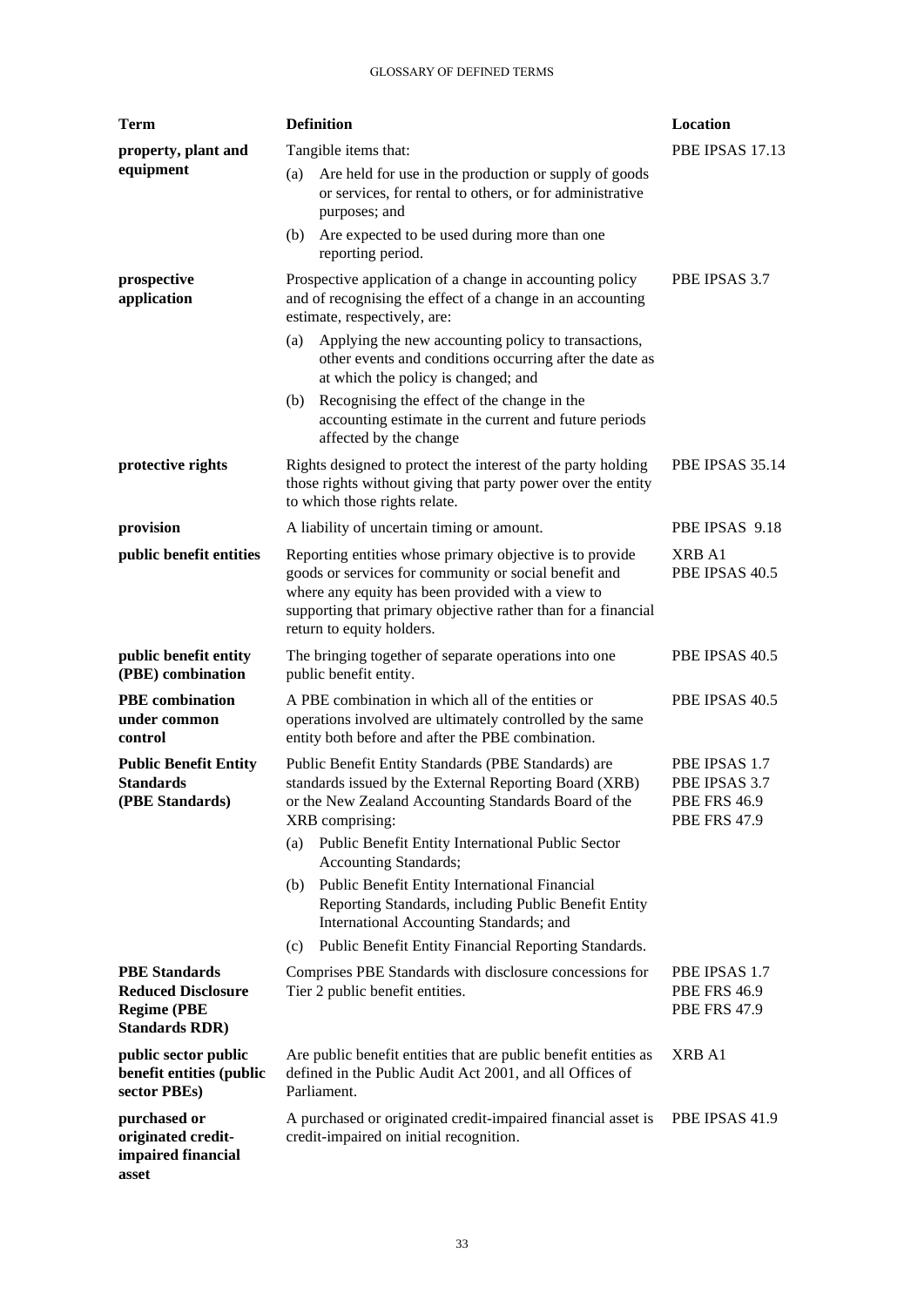| Term | Definition | Location |
|---|---|---|
| **property, plant and equipment** | Tangible items that:<br>(a) Are held for use in the production or supply of goods or services, for rental to others, or for administrative purposes; and<br>(b) Are expected to be used during more than one reporting period. | PBE IPSAS 17.13 |
| **prospective application** | Prospective application of a change in accounting policy and of recognising the effect of a change in an accounting estimate, respectively, are:<br>(a) Applying the new accounting policy to transactions, other events and conditions occurring after the date as at which the policy is changed; and<br>(b) Recognising the effect of the change in the accounting estimate in the current and future periods affected by the change | PBE IPSAS 3.7 |
| **protective rights** | Rights designed to protect the interest of the party holding those rights without giving that party power over the entity to which those rights relate. | PBE IPSAS 35.14 |
| **provision** | A liability of uncertain timing or amount. | PBE IPSAS 9.18 |
| **public benefit entities** | Reporting entities whose primary objective is to provide goods or services for community or social benefit and where any equity has been provided with a view to supporting that primary objective rather than for a financial return to equity holders. | XRB A1<br>PBE IPSAS 40.5 |
| **public benefit entity (PBE) combination** | The bringing together of separate operations into one public benefit entity. | PBE IPSAS 40.5 |
| **PBE combination under common control** | A PBE combination in which all of the entities or operations involved are ultimately controlled by the same entity both before and after the PBE combination. | PBE IPSAS 40.5 |
| **Public Benefit Entity Standards (PBE Standards)** | Public Benefit Entity Standards (PBE Standards) are standards issued by the External Reporting Board (XRB) or the New Zealand Accounting Standards Board of the XRB comprising:<br>(a) Public Benefit Entity International Public Sector Accounting Standards;<br>(b) Public Benefit Entity International Financial Reporting Standards, including Public Benefit Entity International Accounting Standards; and<br>(c) Public Benefit Entity Financial Reporting Standards. | PBE IPSAS 1.7<br>PBE IPSAS 3.7<br>PBE FRS 46.9<br>PBE FRS 47.9 |
| **PBE Standards Reduced Disclosure Regime (PBE Standards RDR)** | Comprises PBE Standards with disclosure concessions for Tier 2 public benefit entities. | PBE IPSAS 1.7<br>PBE FRS 46.9<br>PBE FRS 47.9 |
| **public sector public benefit entities (public sector PBEs)** | Are public benefit entities that are public benefit entities as defined in the Public Audit Act 2001, and all Offices of Parliament. | XRB A1 |
| **purchased or originated credit-impaired financial asset** | A purchased or originated credit-impaired financial asset is credit-impaired on initial recognition. | PBE IPSAS 41.9 |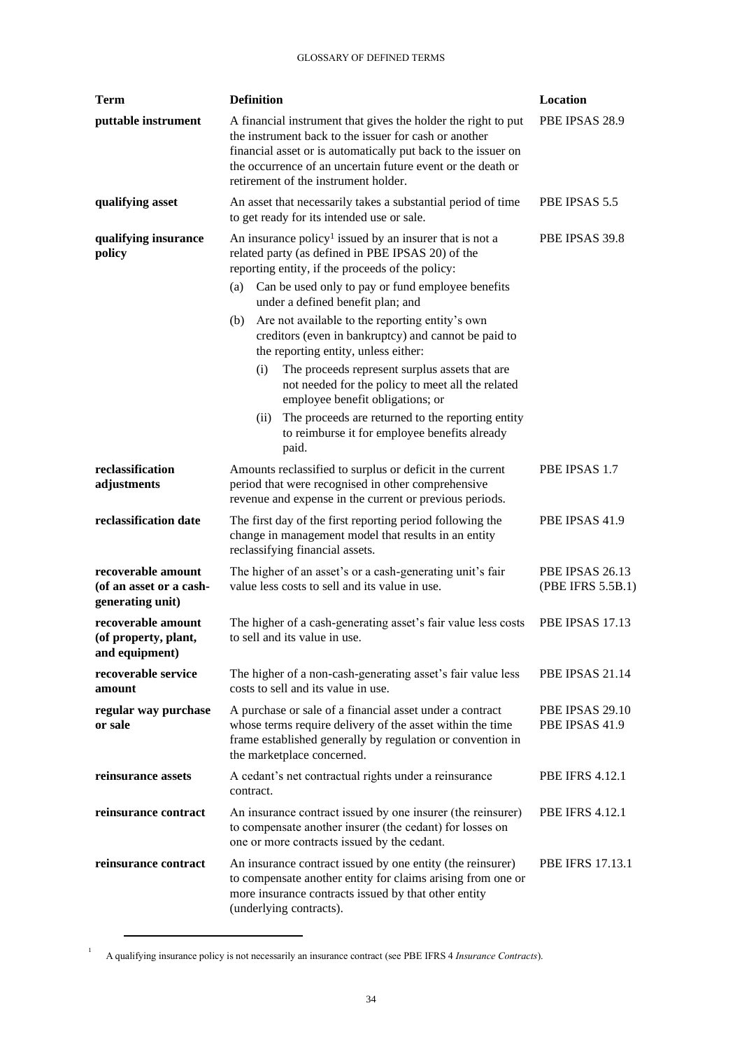| Term | Definition | Location |
| --- | --- | --- |
| **puttable instrument** | A financial instrument that gives the holder the right to put the instrument back to the issuer for cash or another financial asset or is automatically put back to the issuer on the occurrence of an uncertain future event or the death or retirement of the instrument holder. | PBE IPSAS 28.9 |
| **qualifying asset** | An asset that necessarily takes a substantial period of time to get ready for its intended use or sale. | PBE IPSAS 5.5 |
| **qualifying insurance policy** | An insurance policy[1] issued by an insurer that is not a related party (as defined in PBE IPSAS 20) of the reporting entity, if the proceeds of the policy:<br>(a) Can be used only to pay or fund employee benefits under a defined benefit plan; and<br>(b) Are not available to the reporting entity's own creditors (even in bankruptcy) and cannot be paid to the reporting entity, unless either:<br>(i) The proceeds represent surplus assets that are not needed for the policy to meet all the related employee benefit obligations; or<br>(ii) The proceeds are returned to the reporting entity to reimburse it for employee benefits already paid. | PBE IPSAS 39.8 |
| **reclassification adjustments** | Amounts reclassified to surplus or deficit in the current period that were recognised in other comprehensive revenue and expense in the current or previous periods. | PBE IPSAS 1.7 |
| **reclassification date** | The first day of the first reporting period following the change in management model that results in an entity reclassifying financial assets. | PBE IPSAS 41.9 |
| **recoverable amount (of an asset or a cash-generating unit)** | The higher of an asset's or a cash-generating unit's fair value less costs to sell and its value in use. | PBE IPSAS 26.13 (PBE IFRS 5.5B.1) |
| **recoverable amount (of property, plant, and equipment)** | The higher of a cash-generating asset's fair value less costs to sell and its value in use. | PBE IPSAS 17.13 |
| **recoverable service amount** | The higher of a non-cash-generating asset's fair value less costs to sell and its value in use. | PBE IPSAS 21.14 |
| **regular way purchase or sale** | A purchase or sale of a financial asset under a contract whose terms require delivery of the asset within the time frame established generally by regulation or convention in the marketplace concerned. | PBE IPSAS 29.10<br>PBE IPSAS 41.9 |
| **reinsurance assets** | A cedant's net contractual rights under a reinsurance contract. | PBE IFRS 4.12.1 |
| **reinsurance contract** | An insurance contract issued by one insurer (the reinsurer) to compensate another insurer (the cedant) for losses on one or more contracts issued by the cedant. | PBE IFRS 4.12.1 |
| **reinsurance contract** | An insurance contract issued by one entity (the reinsurer) to compensate another entity for claims arising from one or more insurance contracts issued by that other entity (underlying contracts). | PBE IFRS 17.13.1 |

[1] A qualifying insurance policy is not necessarily an insurance contract (see PBE IFRS 4 *Insurance Contracts*).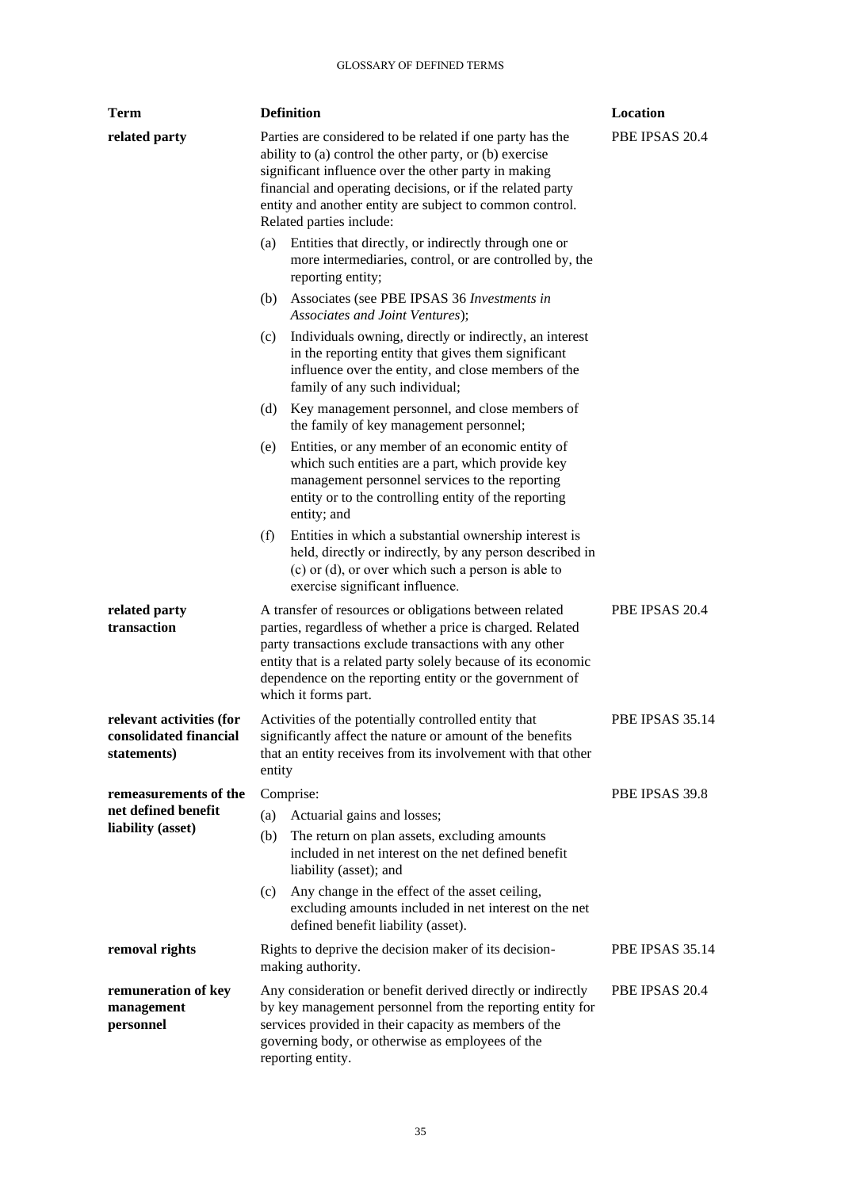| Term | Definition | Location |
|---|---|---|
| **related party** | Parties are considered to be related if one party has the ability to (a) control the other party, or (b) exercise significant influence over the other party in making financial and operating decisions, or if the related party entity and another entity are subject to common control. Related parties include:<br>(a) Entities that directly, or indirectly through one or more intermediaries, control, or are controlled by, the reporting entity;<br>(b) Associates (see PBE IPSAS 36 *Investments in Associates and Joint Ventures*);<br>(c) Individuals owning, directly or indirectly, an interest in the reporting entity that gives them significant influence over the entity, and close members of the family of any such individual;<br>(d) Key management personnel, and close members of the family of key management personnel;<br>(e) Entities, or any member of an economic entity of which such entities are a part, which provide key management personnel services to the reporting entity or to the controlling entity of the reporting entity; and<br>(f) Entities in which a substantial ownership interest is held, directly or indirectly, by any person described in (c) or (d), or over which such a person is able to exercise significant influence. | PBE IPSAS 20.4 |
| **related party transaction** | A transfer of resources or obligations between related parties, regardless of whether a price is charged. Related party transactions exclude transactions with any other entity that is a related party solely because of its economic dependence on the reporting entity or the government of which it forms part. | PBE IPSAS 20.4 |
| **relevant activities (for consolidated financial statements)** | Activities of the potentially controlled entity that significantly affect the nature or amount of the benefits that an entity receives from its involvement with that other entity | PBE IPSAS 35.14 |
| **remeasurements of the net defined benefit liability (asset)** | Comprise:<br>(a) Actuarial gains and losses;<br>(b) The return on plan assets, excluding amounts included in net interest on the net defined benefit liability (asset); and<br>(c) Any change in the effect of the asset ceiling, excluding amounts included in net interest on the net defined benefit liability (asset). | PBE IPSAS 39.8 |
| **removal rights** | Rights to deprive the decision maker of its decision-making authority. | PBE IPSAS 35.14 |
| **remuneration of key management personnel** | Any consideration or benefit derived directly or indirectly by key management personnel from the reporting entity for services provided in their capacity as members of the governing body, or otherwise as employees of the reporting entity. | PBE IPSAS 20.4 |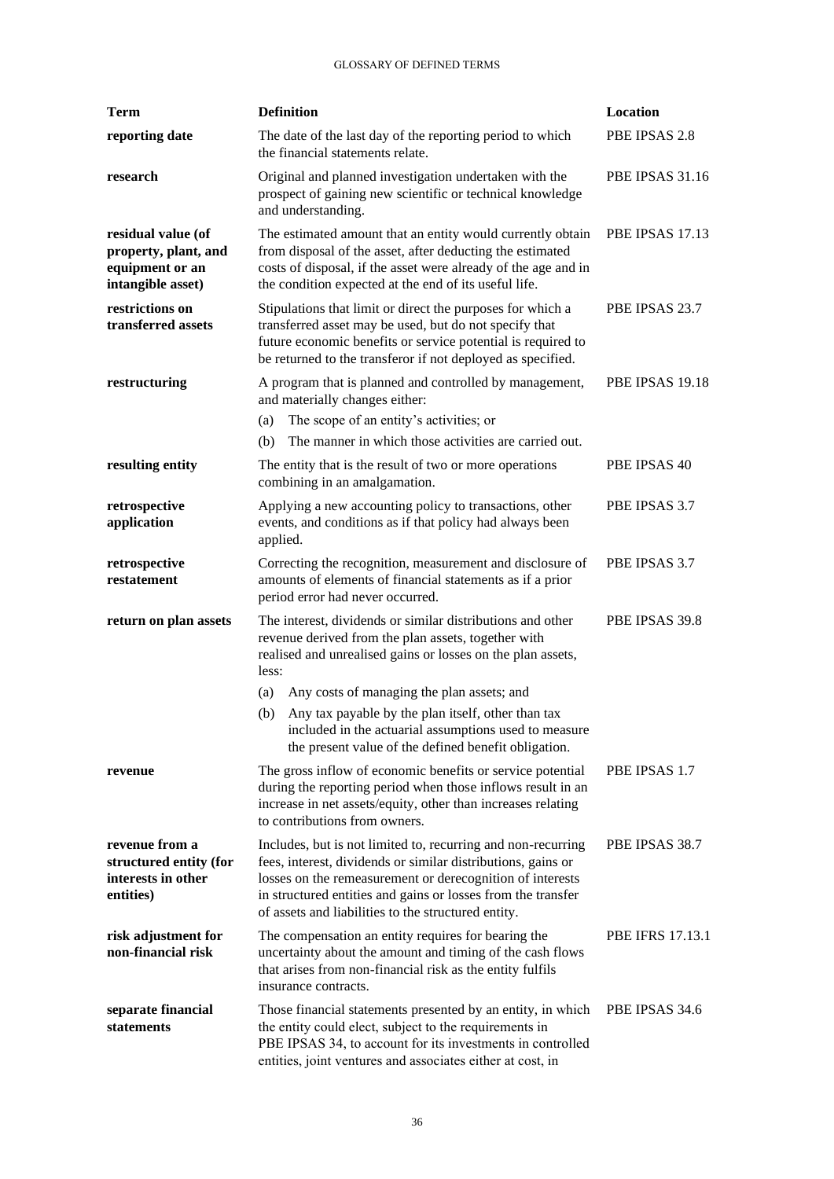| Term | Definition | Location |
| --- | --- | --- |
| **reporting date** | The date of the last day of the reporting period to which the financial statements relate. | PBE IPSAS 2.8 |
| **research** | Original and planned investigation undertaken with the prospect of gaining new scientific or technical knowledge and understanding. | PBE IPSAS 31.16 |
| **residual value (of property, plant, and equipment or an intangible asset)** | The estimated amount that an entity would currently obtain from disposal of the asset, after deducting the estimated costs of disposal, if the asset were already of the age and in the condition expected at the end of its useful life. | PBE IPSAS 17.13 |
| **restrictions on transferred assets** | Stipulations that limit or direct the purposes for which a transferred asset may be used, but do not specify that future economic benefits or service potential is required to be returned to the transferor if not deployed as specified. | PBE IPSAS 23.7 |
| **restructuring** | A program that is planned and controlled by management, and materially changes either:<br>(a) The scope of an entity's activities; or<br>(b) The manner in which those activities are carried out. | PBE IPSAS 19.18 |
| **resulting entity** | The entity that is the result of two or more operations combining in an amalgamation. | PBE IPSAS 40 |
| **retrospective application** | Applying a new accounting policy to transactions, other events, and conditions as if that policy had always been applied. | PBE IPSAS 3.7 |
| **retrospective restatement** | Correcting the recognition, measurement and disclosure of amounts of elements of financial statements as if a prior period error had never occurred. | PBE IPSAS 3.7 |
| **return on plan assets** | The interest, dividends or similar distributions and other revenue derived from the plan assets, together with realised and unrealised gains or losses on the plan assets, less:<br>(a) Any costs of managing the plan assets; and<br>(b) Any tax payable by the plan itself, other than tax included in the actuarial assumptions used to measure the present value of the defined benefit obligation. | PBE IPSAS 39.8 |
| **revenue** | The gross inflow of economic benefits or service potential during the reporting period when those inflows result in an increase in net assets/equity, other than increases relating to contributions from owners. | PBE IPSAS 1.7 |
| **revenue from a structured entity (for interests in other entities)** | Includes, but is not limited to, recurring and non-recurring fees, interest, dividends or similar distributions, gains or losses on the remeasurement or derecognition of interests in structured entities and gains or losses from the transfer of assets and liabilities to the structured entity. | PBE IPSAS 38.7 |
| **risk adjustment for non-financial risk** | The compensation an entity requires for bearing the uncertainty about the amount and timing of the cash flows that arises from non-financial risk as the entity fulfils insurance contracts. | PBE IFRS 17.13.1 |
| **separate financial statements** | Those financial statements presented by an entity, in which the entity could elect, subject to the requirements in PBE IPSAS 34, to account for its investments in controlled entities, joint ventures and associates either at cost, in | PBE IPSAS 34.6 |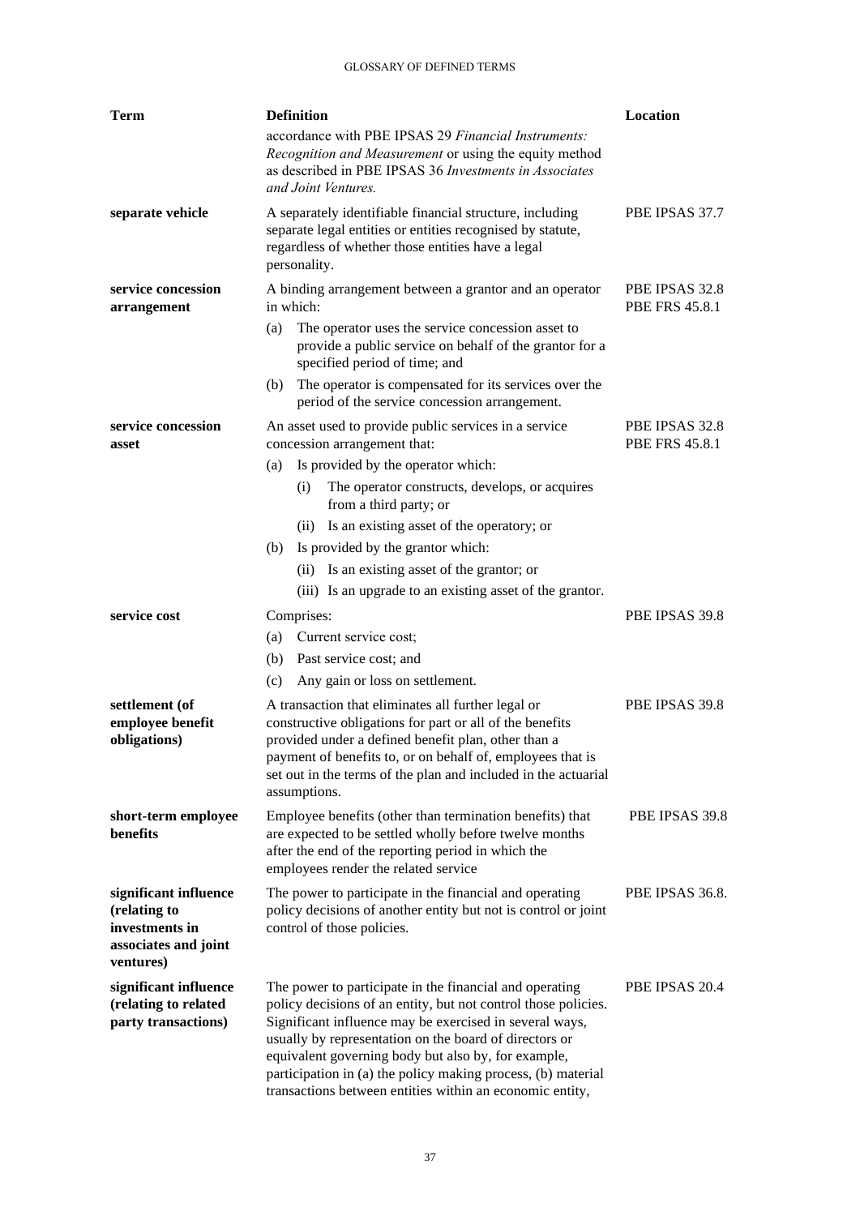| Term | Definition | Location |
|---|---|---|
| | accordance with PBE IPSAS 29 *Financial Instruments: Recognition and Measurement* or using the equity method as described in PBE IPSAS 36 *Investments in Associates and Joint Ventures.* | |
| **separate vehicle** | A separately identifiable financial structure, including separate legal entities or entities recognised by statute, regardless of whether those entities have a legal personality. | PBE IPSAS 37.7 |
| **service concession arrangement** | A binding arrangement between a grantor and an operator in which:<br>(a) The operator uses the service concession asset to provide a public service on behalf of the grantor for a specified period of time; and<br>(b) The operator is compensated for its services over the period of the service concession arrangement. | PBE IPSAS 32.8<br>PBE FRS 45.8.1 |
| **service concession asset** | An asset used to provide public services in a service concession arrangement that:<br>(a) Is provided by the operator which:<br>(i) The operator constructs, develops, or acquires from a third party; or<br>(ii) Is an existing asset of the operatory; or<br>(b) Is provided by the grantor which:<br>(ii) Is an existing asset of the grantor; or<br>(iii) Is an upgrade to an existing asset of the grantor. | PBE IPSAS 32.8<br>PBE FRS 45.8.1 |
| **service cost** | Comprises:<br>(a) Current service cost;<br>(b) Past service cost; and<br>(c) Any gain or loss on settlement. | PBE IPSAS 39.8 |
| **settlement (of employee benefit obligations)** | A transaction that eliminates all further legal or constructive obligations for part or all of the benefits provided under a defined benefit plan, other than a payment of benefits to, or on behalf of, employees that is set out in the terms of the plan and included in the actuarial assumptions. | PBE IPSAS 39.8 |
| **short-term employee benefits** | Employee benefits (other than termination benefits) that are expected to be settled wholly before twelve months after the end of the reporting period in which the employees render the related service | PBE IPSAS 39.8 |
| **significant influence (relating to investments in associates and joint ventures)** | The power to participate in the financial and operating policy decisions of another entity but not is control or joint control of those policies. | PBE IPSAS 36.8. |
| **significant influence (relating to related party transactions)** | The power to participate in the financial and operating policy decisions of an entity, but not control those policies. Significant influence may be exercised in several ways, usually by representation on the board of directors or equivalent governing body but also by, for example, participation in (a) the policy making process, (b) material transactions between entities within an economic entity, | PBE IPSAS 20.4 |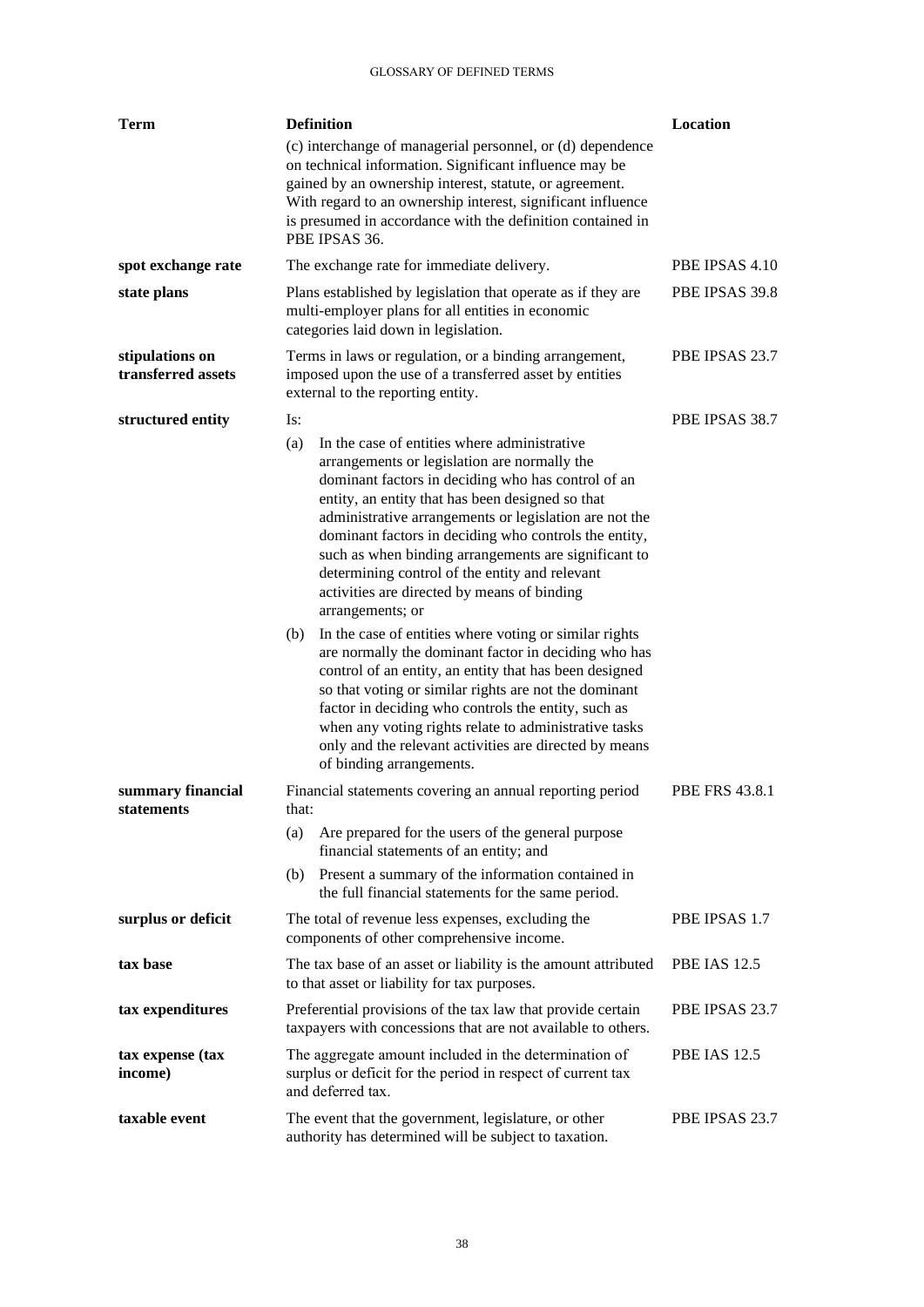| Term | Definition | Location |
|---|---|---|
| | (c) interchange of managerial personnel, or (d) dependence on technical information. Significant influence may be gained by an ownership interest, statute, or agreement. With regard to an ownership interest, significant influence is presumed in accordance with the definition contained in PBE IPSAS 36. | |
| **spot exchange rate** | The exchange rate for immediate delivery. | PBE IPSAS 4.10 |
| **state plans** | Plans established by legislation that operate as if they are multi-employer plans for all entities in economic categories laid down in legislation. | PBE IPSAS 39.8 |
| **stipulations on transferred assets** | Terms in laws or regulation, or a binding arrangement, imposed upon the use of a transferred asset by entities external to the reporting entity. | PBE IPSAS 23.7 |
| **structured entity** | Is:<br>(a) In the case of entities where administrative arrangements or legislation are normally the dominant factors in deciding who has control of an entity, an entity that has been designed so that administrative arrangements or legislation are not the dominant factors in deciding who controls the entity, such as when binding arrangements are significant to determining control of the entity and relevant activities are directed by means of binding arrangements; or<br>(b) In the case of entities where voting or similar rights are normally the dominant factor in deciding who has control of an entity, an entity that has been designed so that voting or similar rights are not the dominant factor in deciding who controls the entity, such as when any voting rights relate to administrative tasks only and the relevant activities are directed by means of binding arrangements. | PBE IPSAS 38.7 |
| **summary financial statements** | Financial statements covering an annual reporting period that:<br>(a) Are prepared for the users of the general purpose financial statements of an entity; and<br>(b) Present a summary of the information contained in the full financial statements for the same period. | PBE FRS 43.8.1 |
| **surplus or deficit** | The total of revenue less expenses, excluding the components of other comprehensive income. | PBE IPSAS 1.7 |
| **tax base** | The tax base of an asset or liability is the amount attributed to that asset or liability for tax purposes. | PBE IAS 12.5 |
| **tax expenditures** | Preferential provisions of the tax law that provide certain taxpayers with concessions that are not available to others. | PBE IPSAS 23.7 |
| **tax expense (tax income)** | The aggregate amount included in the determination of surplus or deficit for the period in respect of current tax and deferred tax. | PBE IAS 12.5 |
| **taxable event** | The event that the government, legislature, or other authority has determined will be subject to taxation. | PBE IPSAS 23.7 |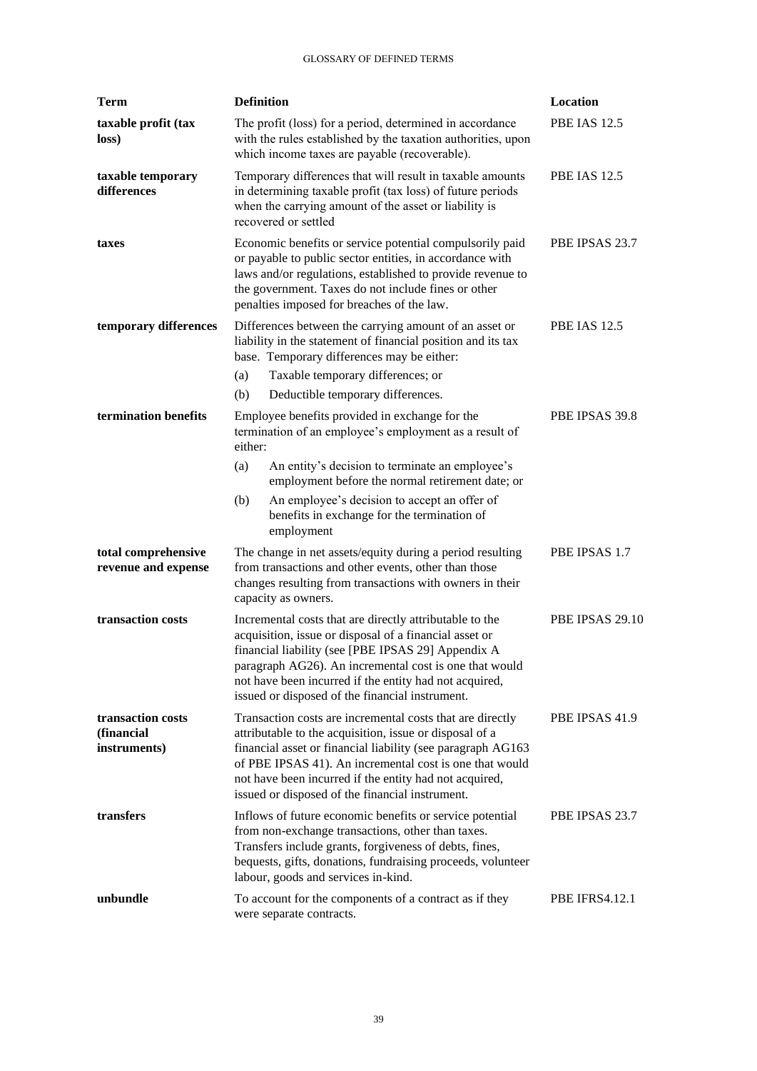| Term | Definition | Location |
|---|---|---|
| **taxable profit (tax loss)** | The profit (loss) for a period, determined in accordance with the rules established by the taxation authorities, upon which income taxes are payable (recoverable). | PBE IAS 12.5 |
| **taxable temporary differences** | Temporary differences that will result in taxable amounts in determining taxable profit (tax loss) of future periods when the carrying amount of the asset or liability is recovered or settled | PBE IAS 12.5 |
| **taxes** | Economic benefits or service potential compulsorily paid or payable to public sector entities, in accordance with laws and/or regulations, established to provide revenue to the government. Taxes do not include fines or other penalties imposed for breaches of the law. | PBE IPSAS 23.7 |
| **temporary differences** | Differences between the carrying amount of an asset or liability in the statement of financial position and its tax base. Temporary differences may be either:<br>(a) Taxable temporary differences; or<br>(b) Deductible temporary differences. | PBE IAS 12.5 |
| **termination benefits** | Employee benefits provided in exchange for the termination of an employee's employment as a result of either:<br>(a) An entity's decision to terminate an employee's employment before the normal retirement date; or<br>(b) An employee's decision to accept an offer of benefits in exchange for the termination of employment | PBE IPSAS 39.8 |
| **total comprehensive revenue and expense** | The change in net assets/equity during a period resulting from transactions and other events, other than those changes resulting from transactions with owners in their capacity as owners. | PBE IPSAS 1.7 |
| **transaction costs** | Incremental costs that are directly attributable to the acquisition, issue or disposal of a financial asset or financial liability (see [PBE IPSAS 29] Appendix A paragraph AG26). An incremental cost is one that would not have been incurred if the entity had not acquired, issued or disposed of the financial instrument. | PBE IPSAS 29.10 |
| **transaction costs (financial instruments)** | Transaction costs are incremental costs that are directly attributable to the acquisition, issue or disposal of a financial asset or financial liability (see paragraph AG163 of PBE IPSAS 41). An incremental cost is one that would not have been incurred if the entity had not acquired, issued or disposed of the financial instrument. | PBE IPSAS 41.9 |
| **transfers** | Inflows of future economic benefits or service potential from non-exchange transactions, other than taxes. Transfers include grants, forgiveness of debts, fines, bequests, gifts, donations, fundraising proceeds, volunteer labour, goods and services in-kind. | PBE IPSAS 23.7 |
| **unbundle** | To account for the components of a contract as if they were separate contracts. | PBE IFRS4.12.1 |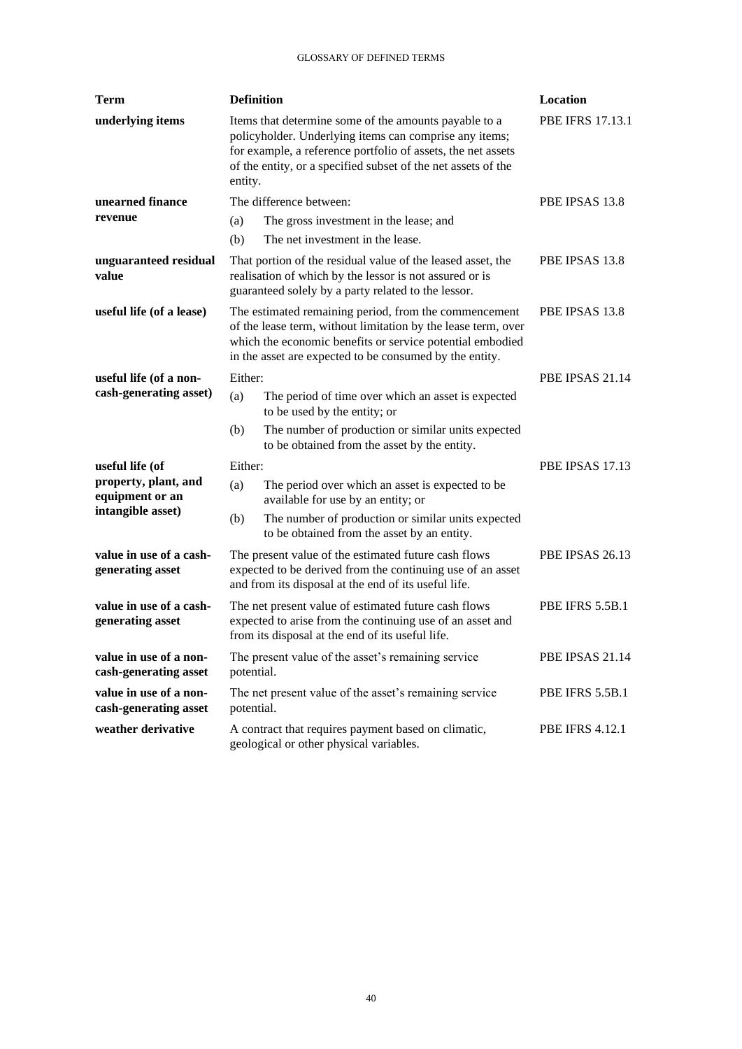| Term | Definition | Location |
|---|---|---|
| **underlying items** | Items that determine some of the amounts payable to a policyholder. Underlying items can comprise any items; for example, a reference portfolio of assets, the net assets of the entity, or a specified subset of the net assets of the entity. | PBE IFRS 17.13.1 |
| **unearned finance revenue** | The difference between:<br>(a) The gross investment in the lease; and<br>(b) The net investment in the lease. | PBE IPSAS 13.8 |
| **unguaranteed residual value** | That portion of the residual value of the leased asset, the realisation of which by the lessor is not assured or is guaranteed solely by a party related to the lessor. | PBE IPSAS 13.8 |
| **useful life (of a lease)** | The estimated remaining period, from the commencement of the lease term, without limitation by the lease term, over which the economic benefits or service potential embodied in the asset are expected to be consumed by the entity. | PBE IPSAS 13.8 |
| **useful life (of a non-cash-generating asset)** | Either:<br>(a) The period of time over which an asset is expected to be used by the entity; or<br>(b) The number of production or similar units expected to be obtained from the asset by the entity. | PBE IPSAS 21.14 |
| **useful life (of property, plant, and equipment or an intangible asset)** | Either:<br>(a) The period over which an asset is expected to be available for use by an entity; or<br>(b) The number of production or similar units expected to be obtained from the asset by an entity. | PBE IPSAS 17.13 |
| **value in use of a cash-generating asset** | The present value of the estimated future cash flows expected to be derived from the continuing use of an asset and from its disposal at the end of its useful life. | PBE IPSAS 26.13 |
| **value in use of a cash-generating asset** | The net present value of estimated future cash flows expected to arise from the continuing use of an asset and from its disposal at the end of its useful life. | PBE IFRS 5.5B.1 |
| **value in use of a non-cash-generating asset** | The present value of the asset's remaining service potential. | PBE IPSAS 21.14 |
| **value in use of a non-cash-generating asset** | The net present value of the asset's remaining service potential. | PBE IFRS 5.5B.1 |
| **weather derivative** | A contract that requires payment based on climatic, geological or other physical variables. | PBE IFRS 4.12.1 |